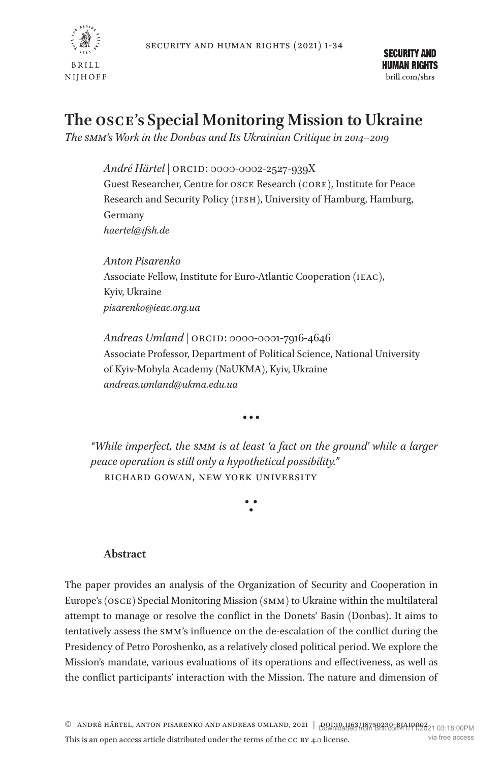# The OSCE's Special Monitoring Mission to Ukraine

*The SMM's Work in the Donbas and Its Ukrainian Critique in 2014–2019*

*André Härtel* | ORCID: 0000-0002-2527-939X
Guest Researcher, Centre for OSCE Research (CORE), Institute for Peace Research and Security Policy (IFSH), University of Hamburg, Hamburg, Germany
*haertel@ifsh.de*

*Anton Pisarenko*
Associate Fellow, Institute for Euro-Atlantic Cooperation (IEAC), Kyiv, Ukraine
*pisarenko@ieac.org.ua*

*Andreas Umland* | ORCID: 0000-0001-7916-4646
Associate Professor, Department of Political Science, National University of Kyiv-Mohyla Academy (NaUKMA), Kyiv, Ukraine
*andreas.umland@ukma.edu.ua*

> *"While imperfect, the SMM is at least 'a fact on the ground' while a larger peace operation is still only a hypothetical possibility."*
> RICHARD GOWAN, NEW YORK UNIVERSITY

### Abstract

The paper provides an analysis of the Organization of Security and Cooperation in Europe's (OSCE) Special Monitoring Mission (SMM) to Ukraine within the multilateral attempt to manage or resolve the conflict in the Donets' Basin (Donbas). It aims to tentatively assess the SMM's influence on the de-escalation of the conflict during the Presidency of Petro Poroshenko, as a relatively closed political period. We explore the Mission's mandate, various evaluations of its operations and effectiveness, as well as the conflict participants' interaction with the Mission. The nature and dimension of

© ANDRÉ HÄRTEL, ANTON PISARENKO AND ANDREAS UMLAND, 2021 | DOI:10.1163/18750230-BJA10002
This is an open access article distributed under the terms of the CC BY 4.0 license.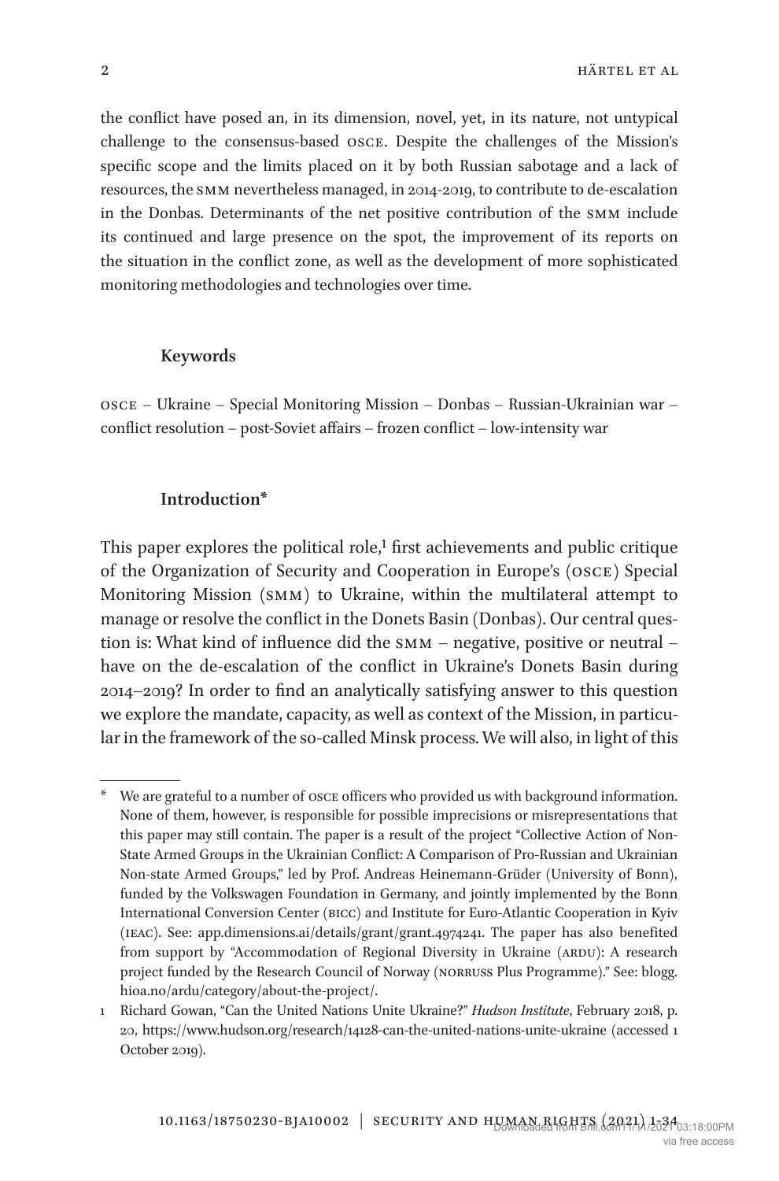the conflict have posed an, in its dimension, novel, yet, in its nature, not untypical challenge to the consensus-based OSCE. Despite the challenges of the Mission's specific scope and the limits placed on it by both Russian sabotage and a lack of resources, the SMM nevertheless managed, in 2014-2019, to contribute to de-escalation in the Donbas. Determinants of the net positive contribution of the SMM include its continued and large presence on the spot, the improvement of its reports on the situation in the conflict zone, as well as the development of more sophisticated monitoring methodologies and technologies over time.

## Keywords

OSCE – Ukraine – Special Monitoring Mission – Donbas – Russian-Ukrainian war – conflict resolution – post-Soviet affairs – frozen conflict – low-intensity war

## Introduction*

This paper explores the political role,[1] first achievements and public critique of the Organization of Security and Cooperation in Europe's (OSCE) Special Monitoring Mission (SMM) to Ukraine, within the multilateral attempt to manage or resolve the conflict in the Donets Basin (Donbas). Our central question is: What kind of influence did the SMM – negative, positive or neutral – have on the de-escalation of the conflict in Ukraine's Donets Basin during 2014–2019? In order to find an analytically satisfying answer to this question we explore the mandate, capacity, as well as context of the Mission, in particular in the framework of the so-called Minsk process. We will also, in light of this

---

\* We are grateful to a number of OSCE officers who provided us with background information. None of them, however, is responsible for possible imprecisions or misrepresentations that this paper may still contain. The paper is a result of the project "Collective Action of Non-State Armed Groups in the Ukrainian Conflict: A Comparison of Pro-Russian and Ukrainian Non-state Armed Groups," led by Prof. Andreas Heinemann-Grüder (University of Bonn), funded by the Volkswagen Foundation in Germany, and jointly implemented by the Bonn International Conversion Center (BICC) and Institute for Euro-Atlantic Cooperation in Kyiv (IEAC). See: app.dimensions.ai/details/grant/grant.4974241. The paper has also benefited from support by "Accommodation of Regional Diversity in Ukraine (ARDU): A research project funded by the Research Council of Norway (NORRUSS Plus Programme)." See: blogg.hioa.no/ardu/category/about-the-project/.

1 Richard Gowan, "Can the United Nations Unite Ukraine?" *Hudson Institute*, February 2018, p. 20, https://www.hudson.org/research/14128-can-the-united-nations-unite-ukraine (accessed 1 October 2019).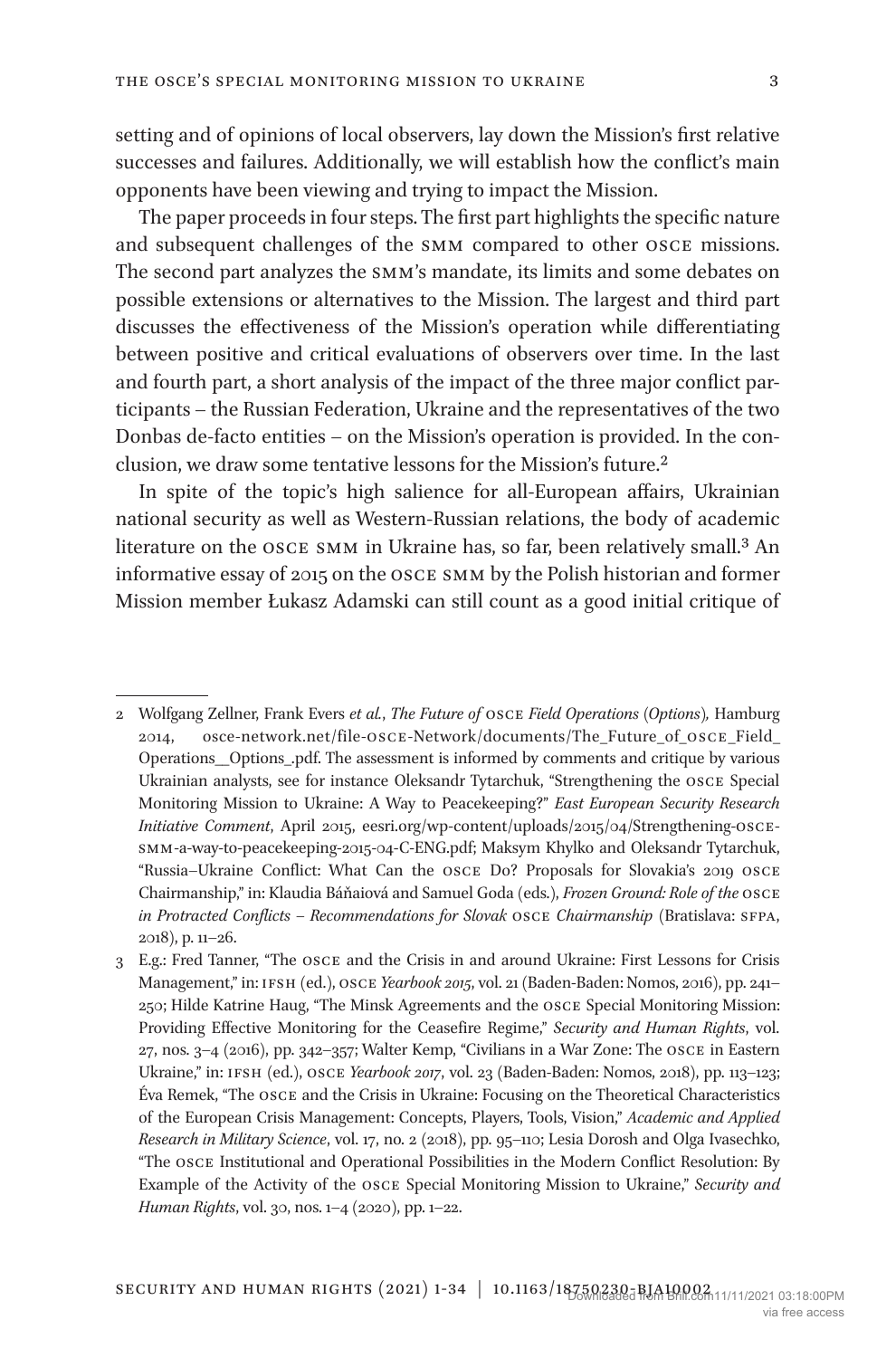setting and of opinions of local observers, lay down the Mission's first relative successes and failures. Additionally, we will establish how the conflict's main opponents have been viewing and trying to impact the Mission.

The paper proceeds in four steps. The first part highlights the specific nature and subsequent challenges of the SMM compared to other OSCE missions. The second part analyzes the SMM's mandate, its limits and some debates on possible extensions or alternatives to the Mission. The largest and third part discusses the effectiveness of the Mission's operation while differentiating between positive and critical evaluations of observers over time. In the last and fourth part, a short analysis of the impact of the three major conflict participants – the Russian Federation, Ukraine and the representatives of the two Donbas de-facto entities – on the Mission's operation is provided. In the conclusion, we draw some tentative lessons for the Mission's future.[2]

In spite of the topic's high salience for all-European affairs, Ukrainian national security as well as Western-Russian relations, the body of academic literature on the OSCE SMM in Ukraine has, so far, been relatively small.[3] An informative essay of 2015 on the OSCE SMM by the Polish historian and former Mission member Łukasz Adamski can still count as a good initial critique of

---

2 Wolfgang Zellner, Frank Evers *et al.*, *The Future of* OSCE *Field Operations* (*Options*), Hamburg 2014, osce-network.net/file-OSCE-Network/documents/The_Future_of_OSCE_Field_Operations__Options_.pdf. The assessment is informed by comments and critique by various Ukrainian analysts, see for instance Oleksandr Tytarchuk, "Strengthening the OSCE Special Monitoring Mission to Ukraine: A Way to Peacekeeping?" *East European Security Research Initiative Comment*, April 2015, eesri.org/wp-content/uploads/2015/04/Strengthening-OSCE-SMM-a-way-to-peacekeeping-2015-04-C-ENG.pdf; Maksym Khylko and Oleksandr Tytarchuk, "Russia–Ukraine Conflict: What Can the OSCE Do? Proposals for Slovakia's 2019 OSCE Chairmanship," in: Klaudia Báňaiová and Samuel Goda (eds.), *Frozen Ground: Role of the* OSCE *in Protracted Conflicts – Recommendations for Slovak* OSCE *Chairmanship* (Bratislava: SFPA, 2018), p. 11–26.

3 E.g.: Fred Tanner, "The OSCE and the Crisis in and around Ukraine: First Lessons for Crisis Management," in: IFSH (ed.), OSCE *Yearbook 2015*, vol. 21 (Baden-Baden: Nomos, 2016), pp. 241–250; Hilde Katrine Haug, "The Minsk Agreements and the OSCE Special Monitoring Mission: Providing Effective Monitoring for the Ceasefire Regime," *Security and Human Rights*, vol. 27, nos. 3–4 (2016), pp. 342–357; Walter Kemp, "Civilians in a War Zone: The OSCE in Eastern Ukraine," in: IFSH (ed.), OSCE *Yearbook 2017*, vol. 23 (Baden-Baden: Nomos, 2018), pp. 113–123; Éva Remek, "The OSCE and the Crisis in Ukraine: Focusing on the Theoretical Characteristics of the European Crisis Management: Concepts, Players, Tools, Vision," *Academic and Applied Research in Military Science*, vol. 17, no. 2 (2018), pp. 95–110; Lesia Dorosh and Olga Ivasechko, "The OSCE Institutional and Operational Possibilities in the Modern Conflict Resolution: By Example of the Activity of the OSCE Special Monitoring Mission to Ukraine," *Security and Human Rights*, vol. 30, nos. 1–4 (2020), pp. 1–22.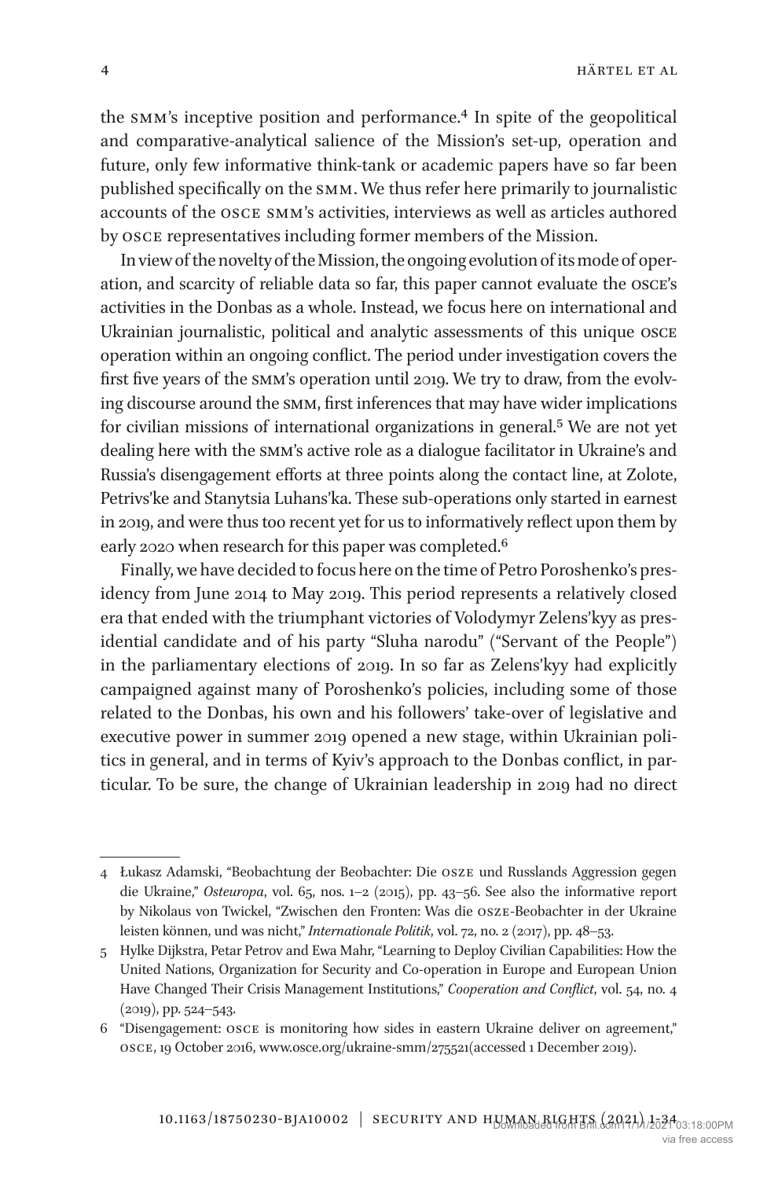the SMM's inceptive position and performance.[4] In spite of the geopolitical and comparative-analytical salience of the Mission's set-up, operation and future, only few informative think-tank or academic papers have so far been published specifically on the SMM. We thus refer here primarily to journalistic accounts of the OSCE SMM's activities, interviews as well as articles authored by OSCE representatives including former members of the Mission.

In view of the novelty of the Mission, the ongoing evolution of its mode of operation, and scarcity of reliable data so far, this paper cannot evaluate the OSCE's activities in the Donbas as a whole. Instead, we focus here on international and Ukrainian journalistic, political and analytic assessments of this unique OSCE operation within an ongoing conflict. The period under investigation covers the first five years of the SMM's operation until 2019. We try to draw, from the evolving discourse around the SMM, first inferences that may have wider implications for civilian missions of international organizations in general.[5] We are not yet dealing here with the SMM's active role as a dialogue facilitator in Ukraine's and Russia's disengagement efforts at three points along the contact line, at Zolote, Petrivs'ke and Stanytsia Luhans'ka. These sub-operations only started in earnest in 2019, and were thus too recent yet for us to informatively reflect upon them by early 2020 when research for this paper was completed.[6]

Finally, we have decided to focus here on the time of Petro Poroshenko's presidency from June 2014 to May 2019. This period represents a relatively closed era that ended with the triumphant victories of Volodymyr Zelens'kyy as presidential candidate and of his party "Sluha narodu" ("Servant of the People") in the parliamentary elections of 2019. In so far as Zelens'kyy had explicitly campaigned against many of Poroshenko's policies, including some of those related to the Donbas, his own and his followers' take-over of legislative and executive power in summer 2019 opened a new stage, within Ukrainian politics in general, and in terms of Kyiv's approach to the Donbas conflict, in particular. To be sure, the change of Ukrainian leadership in 2019 had no direct

---

4 Łukasz Adamski, "Beobachtung der Beobachter: Die OSZE und Russlands Aggression gegen die Ukraine," *Osteuropa*, vol. 65, nos. 1–2 (2015), pp. 43–56. See also the informative report by Nikolaus von Twickel, "Zwischen den Fronten: Was die OSZE-Beobachter in der Ukraine leisten können, und was nicht," *Internationale Politik*, vol. 72, no. 2 (2017), pp. 48–53.

5 Hylke Dijkstra, Petar Petrov and Ewa Mahr, "Learning to Deploy Civilian Capabilities: How the United Nations, Organization for Security and Co-operation in Europe and European Union Have Changed Their Crisis Management Institutions," *Cooperation and Conflict*, vol. 54, no. 4 (2019), pp. 524–543.

6 "Disengagement: OSCE is monitoring how sides in eastern Ukraine deliver on agreement," OSCE, 19 October 2016, www.osce.org/ukraine-smm/275521(accessed 1 December 2019).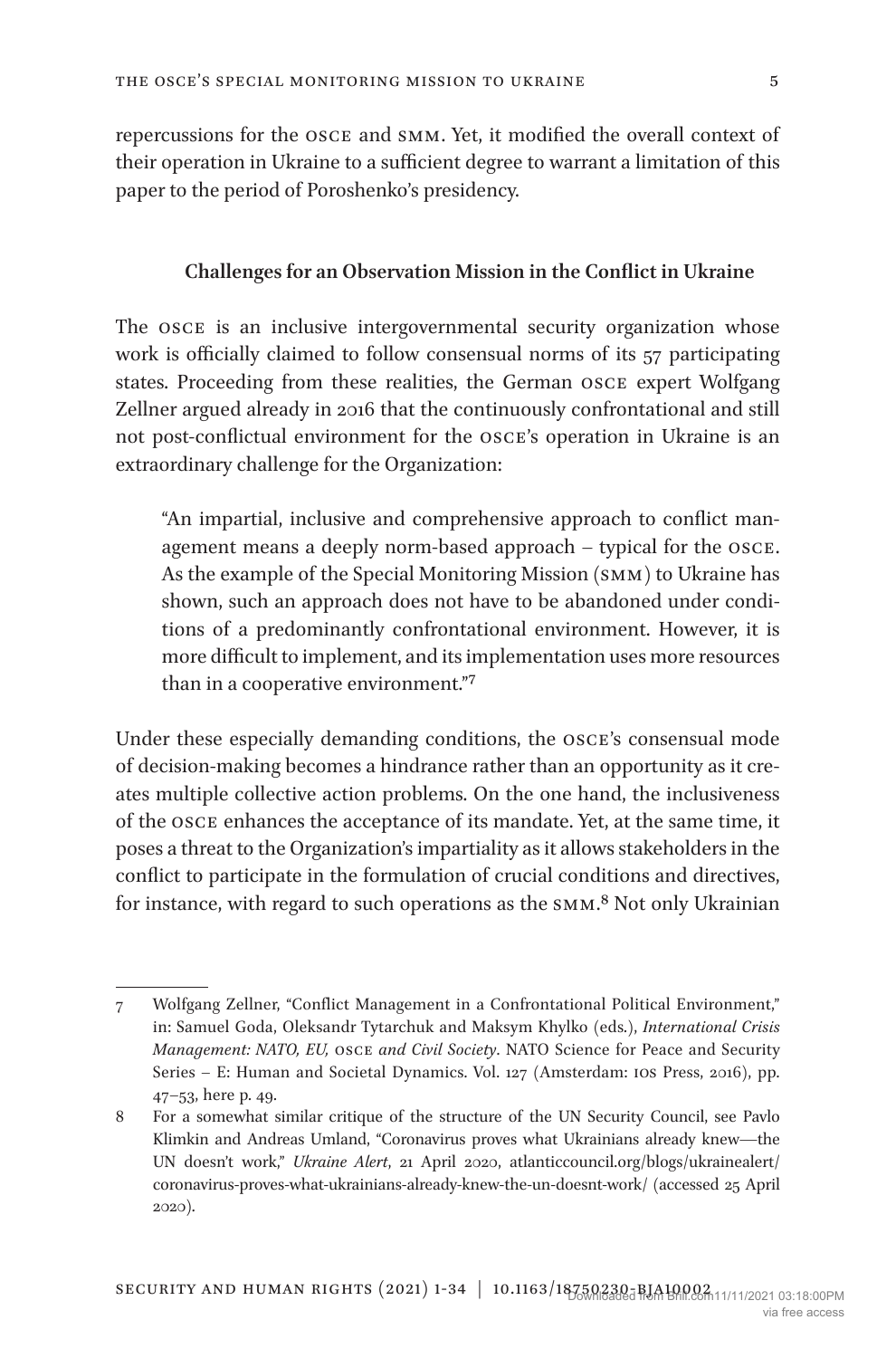repercussions for the OSCE and SMM. Yet, it modified the overall context of their operation in Ukraine to a sufficient degree to warrant a limitation of this paper to the period of Poroshenko's presidency.

## Challenges for an Observation Mission in the Conflict in Ukraine

The OSCE is an inclusive intergovernmental security organization whose work is officially claimed to follow consensual norms of its 57 participating states. Proceeding from these realities, the German OSCE expert Wolfgang Zellner argued already in 2016 that the continuously confrontational and still not post-conflictual environment for the OSCE's operation in Ukraine is an extraordinary challenge for the Organization:

> "An impartial, inclusive and comprehensive approach to conflict management means a deeply norm-based approach – typical for the OSCE. As the example of the Special Monitoring Mission (SMM) to Ukraine has shown, such an approach does not have to be abandoned under conditions of a predominantly confrontational environment. However, it is more difficult to implement, and its implementation uses more resources than in a cooperative environment."[7]

Under these especially demanding conditions, the OSCE's consensual mode of decision-making becomes a hindrance rather than an opportunity as it creates multiple collective action problems. On the one hand, the inclusiveness of the OSCE enhances the acceptance of its mandate. Yet, at the same time, it poses a threat to the Organization's impartiality as it allows stakeholders in the conflict to participate in the formulation of crucial conditions and directives, for instance, with regard to such operations as the SMM.[8] Not only Ukrainian

---

7 Wolfgang Zellner, "Conflict Management in a Confrontational Political Environment," in: Samuel Goda, Oleksandr Tytarchuk and Maksym Khylko (eds.), *International Crisis Management: NATO, EU, OSCE and Civil Society*. NATO Science for Peace and Security Series – E: Human and Societal Dynamics. Vol. 127 (Amsterdam: IOS Press, 2016), pp. 47–53, here p. 49.

8 For a somewhat similar critique of the structure of the UN Security Council, see Pavlo Klimkin and Andreas Umland, "Coronavirus proves what Ukrainians already knew—the UN doesn't work," *Ukraine Alert*, 21 April 2020, atlanticcouncil.org/blogs/ukrainealert/coronavirus-proves-what-ukrainians-already-knew-the-un-doesnt-work/ (accessed 25 April 2020).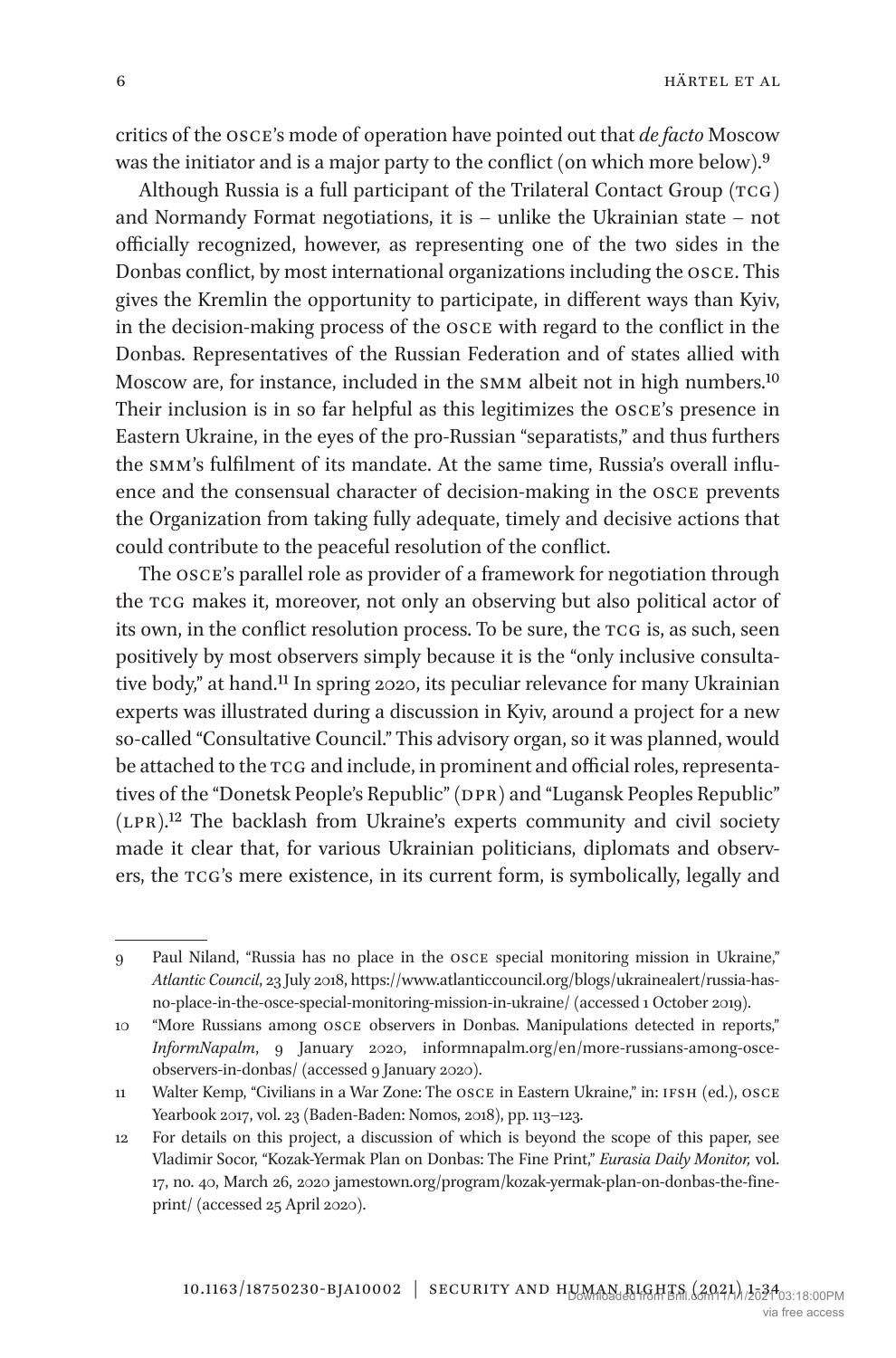critics of the OSCE's mode of operation have pointed out that *de facto* Moscow was the initiator and is a major party to the conflict (on which more below).[9]

Although Russia is a full participant of the Trilateral Contact Group (TCG) and Normandy Format negotiations, it is – unlike the Ukrainian state – not officially recognized, however, as representing one of the two sides in the Donbas conflict, by most international organizations including the OSCE. This gives the Kremlin the opportunity to participate, in different ways than Kyiv, in the decision-making process of the OSCE with regard to the conflict in the Donbas. Representatives of the Russian Federation and of states allied with Moscow are, for instance, included in the SMM albeit not in high numbers.[10] Their inclusion is in so far helpful as this legitimizes the OSCE's presence in Eastern Ukraine, in the eyes of the pro-Russian "separatists," and thus furthers the SMM's fulfilment of its mandate. At the same time, Russia's overall influence and the consensual character of decision-making in the OSCE prevents the Organization from taking fully adequate, timely and decisive actions that could contribute to the peaceful resolution of the conflict.

The OSCE's parallel role as provider of a framework for negotiation through the TCG makes it, moreover, not only an observing but also political actor of its own, in the conflict resolution process. To be sure, the TCG is, as such, seen positively by most observers simply because it is the "only inclusive consultative body," at hand.[11] In spring 2020, its peculiar relevance for many Ukrainian experts was illustrated during a discussion in Kyiv, around a project for a new so-called "Consultative Council." This advisory organ, so it was planned, would be attached to the TCG and include, in prominent and official roles, representatives of the "Donetsk People's Republic" (DPR) and "Lugansk Peoples Republic" (LPR).[12] The backlash from Ukraine's experts community and civil society made it clear that, for various Ukrainian politicians, diplomats and observers, the TCG's mere existence, in its current form, is symbolically, legally and

---

9 Paul Niland, "Russia has no place in the OSCE special monitoring mission in Ukraine," *Atlantic Council*, 23 July 2018, https://www.atlanticcouncil.org/blogs/ukrainealert/russia-has-no-place-in-the-osce-special-monitoring-mission-in-ukraine/ (accessed 1 October 2019).

10 "More Russians among OSCE observers in Donbas. Manipulations detected in reports," *InformNapalm*, 9 January 2020, informnapalm.org/en/more-russians-among-osce-observers-in-donbas/ (accessed 9 January 2020).

11 Walter Kemp, "Civilians in a War Zone: The OSCE in Eastern Ukraine," in: IFSH (ed.), OSCE Yearbook 2017, vol. 23 (Baden-Baden: Nomos, 2018), pp. 113–123.

12 For details on this project, a discussion of which is beyond the scope of this paper, see Vladimir Socor, "Kozak-Yermak Plan on Donbas: The Fine Print," *Eurasia Daily Monitor,* vol. 17, no. 40, March 26, 2020 jamestown.org/program/kozak-yermak-plan-on-donbas-the-fine-print/ (accessed 25 April 2020).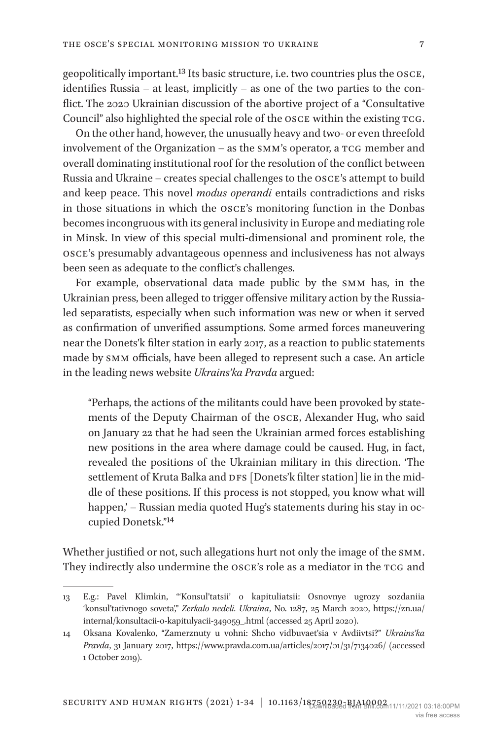geopolitically important.[13] Its basic structure, i.e. two countries plus the OSCE, identifies Russia – at least, implicitly – as one of the two parties to the conflict. The 2020 Ukrainian discussion of the abortive project of a "Consultative Council" also highlighted the special role of the OSCE within the existing TCG.

On the other hand, however, the unusually heavy and two- or even threefold involvement of the Organization – as the SMM's operator, a TCG member and overall dominating institutional roof for the resolution of the conflict between Russia and Ukraine – creates special challenges to the OSCE's attempt to build and keep peace. This novel *modus operandi* entails contradictions and risks in those situations in which the OSCE's monitoring function in the Donbas becomes incongruous with its general inclusivity in Europe and mediating role in Minsk. In view of this special multi-dimensional and prominent role, the OSCE's presumably advantageous openness and inclusiveness has not always been seen as adequate to the conflict's challenges.

For example, observational data made public by the SMM has, in the Ukrainian press, been alleged to trigger offensive military action by the Russia-led separatists, especially when such information was new or when it served as confirmation of unverified assumptions. Some armed forces maneuvering near the Donets'k filter station in early 2017, as a reaction to public statements made by SMM officials, have been alleged to represent such a case. An article in the leading news website *Ukrains'ka Pravda* argued:

> "Perhaps, the actions of the militants could have been provoked by statements of the Deputy Chairman of the OSCE, Alexander Hug, who said on January 22 that he had seen the Ukrainian armed forces establishing new positions in the area where damage could be caused. Hug, in fact, revealed the positions of the Ukrainian military in this direction. 'The settlement of Kruta Balka and DFS [Donets'k filter station] lie in the middle of these positions. If this process is not stopped, you know what will happen,' – Russian media quoted Hug's statements during his stay in occupied Donetsk."[14]

Whether justified or not, such allegations hurt not only the image of the SMM. They indirectly also undermine the OSCE's role as a mediator in the TCG and

---

13 E.g.: Pavel Klimkin, "'Konsul'tatsii' o kapituliatsii: Osnovnye ugrozy sozdaniia 'konsul'tativnogo soveta'," *Zerkalo nedeli. Ukraina*, No. 1287, 25 March 2020, https://zn.ua/internal/konsultacii-o-kapitulyacii-349059_.html (accessed 25 April 2020).

14 Oksana Kovalenko, "Zamerznuty u vohni: Shcho vidbuvaet'sia v Avdiivtsi?" *Ukrains'ka Pravda*, 31 January 2017, https://www.pravda.com.ua/articles/2017/01/31/7134026/ (accessed 1 October 2019).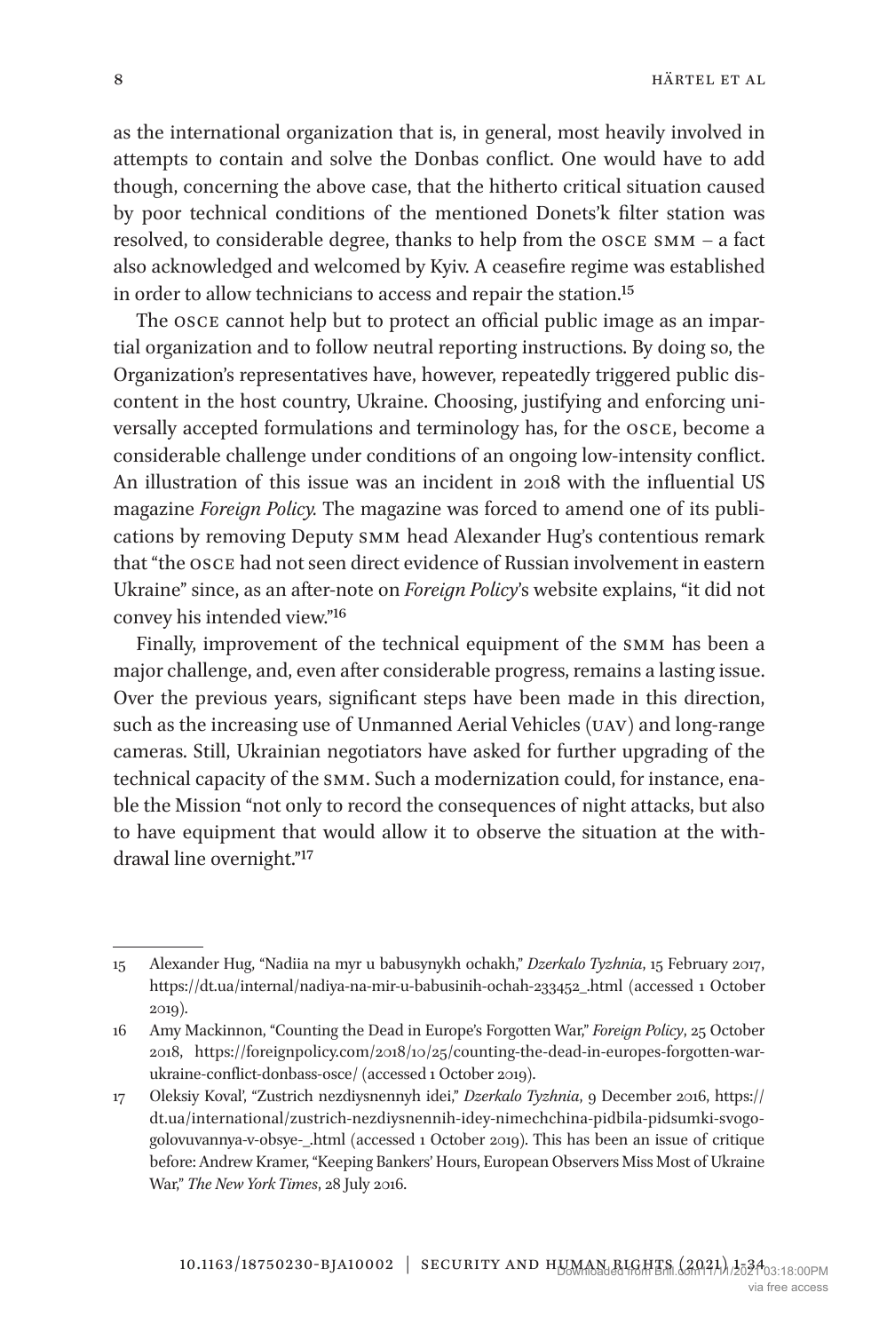as the international organization that is, in general, most heavily involved in attempts to contain and solve the Donbas conflict. One would have to add though, concerning the above case, that the hitherto critical situation caused by poor technical conditions of the mentioned Donets'k filter station was resolved, to considerable degree, thanks to help from the OSCE SMM – a fact also acknowledged and welcomed by Kyiv. A ceasefire regime was established in order to allow technicians to access and repair the station.[15]

The OSCE cannot help but to protect an official public image as an impartial organization and to follow neutral reporting instructions. By doing so, the Organization's representatives have, however, repeatedly triggered public discontent in the host country, Ukraine. Choosing, justifying and enforcing universally accepted formulations and terminology has, for the OSCE, become a considerable challenge under conditions of an ongoing low-intensity conflict. An illustration of this issue was an incident in 2018 with the influential US magazine *Foreign Policy*. The magazine was forced to amend one of its publications by removing Deputy SMM head Alexander Hug's contentious remark that "the OSCE had not seen direct evidence of Russian involvement in eastern Ukraine" since, as an after-note on *Foreign Policy*'s website explains, "it did not convey his intended view."[16]

Finally, improvement of the technical equipment of the SMM has been a major challenge, and, even after considerable progress, remains a lasting issue. Over the previous years, significant steps have been made in this direction, such as the increasing use of Unmanned Aerial Vehicles (UAV) and long-range cameras. Still, Ukrainian negotiators have asked for further upgrading of the technical capacity of the SMM. Such a modernization could, for instance, enable the Mission "not only to record the consequences of night attacks, but also to have equipment that would allow it to observe the situation at the withdrawal line overnight."[17]

---

15 Alexander Hug, "Nadiia na myr u babusynykh ochakh," *Dzerkalo Tyzhnia*, 15 February 2017, https://dt.ua/internal/nadiya-na-mir-u-babusinih-ochah-233452_.html (accessed 1 October 2019).

16 Amy Mackinnon, "Counting the Dead in Europe's Forgotten War," *Foreign Policy*, 25 October 2018, https://foreignpolicy.com/2018/10/25/counting-the-dead-in-europes-forgotten-war-ukraine-conflict-donbass-osce/ (accessed 1 October 2019).

17 Oleksiy Koval', "Zustrich nezdiysnennyh idei," *Dzerkalo Tyzhnia*, 9 December 2016, https://dt.ua/international/zustrich-nezdiysnennih-idey-nimechchina-pidbila-pidsumki-svogo-golovuvannya-v-obsye-_.html (accessed 1 October 2019). This has been an issue of critique before: Andrew Kramer, "Keeping Bankers' Hours, European Observers Miss Most of Ukraine War," *The New York Times*, 28 July 2016.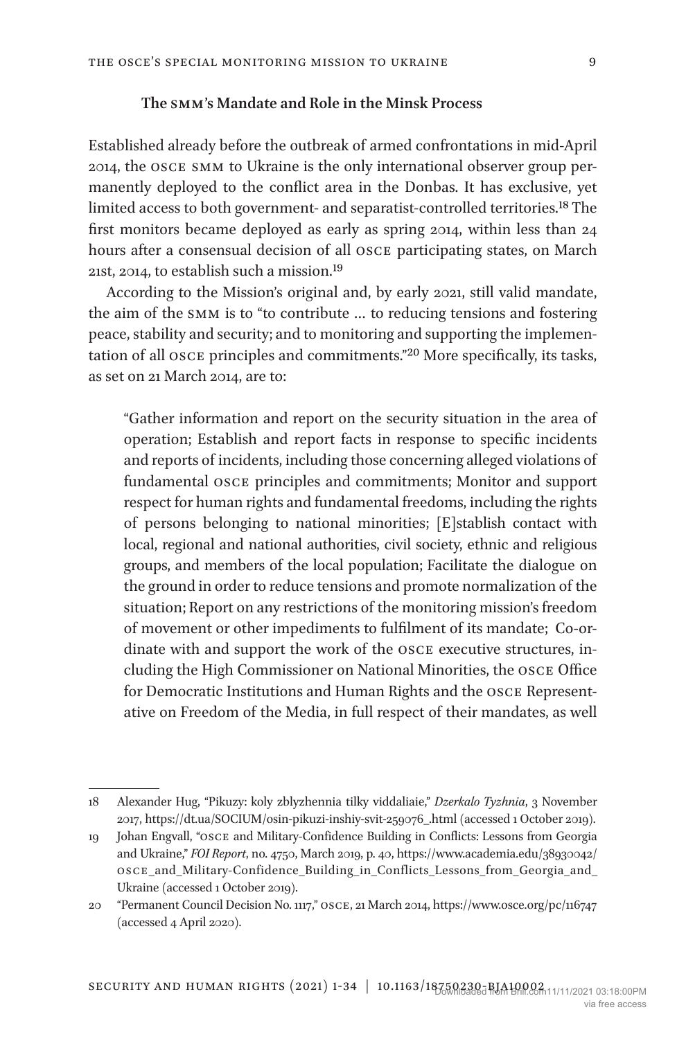### The SMM's Mandate and Role in the Minsk Process

Established already before the outbreak of armed confrontations in mid-April 2014, the OSCE SMM to Ukraine is the only international observer group permanently deployed to the conflict area in the Donbas. It has exclusive, yet limited access to both government- and separatist-controlled territories.[18] The first monitors became deployed as early as spring 2014, within less than 24 hours after a consensual decision of all OSCE participating states, on March 21st, 2014, to establish such a mission.[19]

According to the Mission's original and, by early 2021, still valid mandate, the aim of the SMM is to "to contribute … to reducing tensions and fostering peace, stability and security; and to monitoring and supporting the implementation of all OSCE principles and commitments."[20] More specifically, its tasks, as set on 21 March 2014, are to:

> "Gather information and report on the security situation in the area of operation; Establish and report facts in response to specific incidents and reports of incidents, including those concerning alleged violations of fundamental OSCE principles and commitments; Monitor and support respect for human rights and fundamental freedoms, including the rights of persons belonging to national minorities; [E]stablish contact with local, regional and national authorities, civil society, ethnic and religious groups, and members of the local population; Facilitate the dialogue on the ground in order to reduce tensions and promote normalization of the situation; Report on any restrictions of the monitoring mission's freedom of movement or other impediments to fulfilment of its mandate; Co-ordinate with and support the work of the OSCE executive structures, including the High Commissioner on National Minorities, the OSCE Office for Democratic Institutions and Human Rights and the OSCE Representative on Freedom of the Media, in full respect of their mandates, as well

---

18 Alexander Hug, "Pikuzy: koly zblyzhennia tilky viddaliaie," *Dzerkalo Tyzhnia*, 3 November 2017, https://dt.ua/SOCIUM/osin-pikuzi-inshiy-svit-259076_.html (accessed 1 October 2019).

19 Johan Engvall, "OSCE and Military-Confidence Building in Conflicts: Lessons from Georgia and Ukraine," *FOI Report*, no. 4750, March 2019, p. 40, https://www.academia.edu/38930042/OSCE_and_Military-Confidence_Building_in_Conflicts_Lessons_from_Georgia_and_Ukraine (accessed 1 October 2019).

20 "Permanent Council Decision No. 1117," OSCE, 21 March 2014, https://www.osce.org/pc/116747 (accessed 4 April 2020).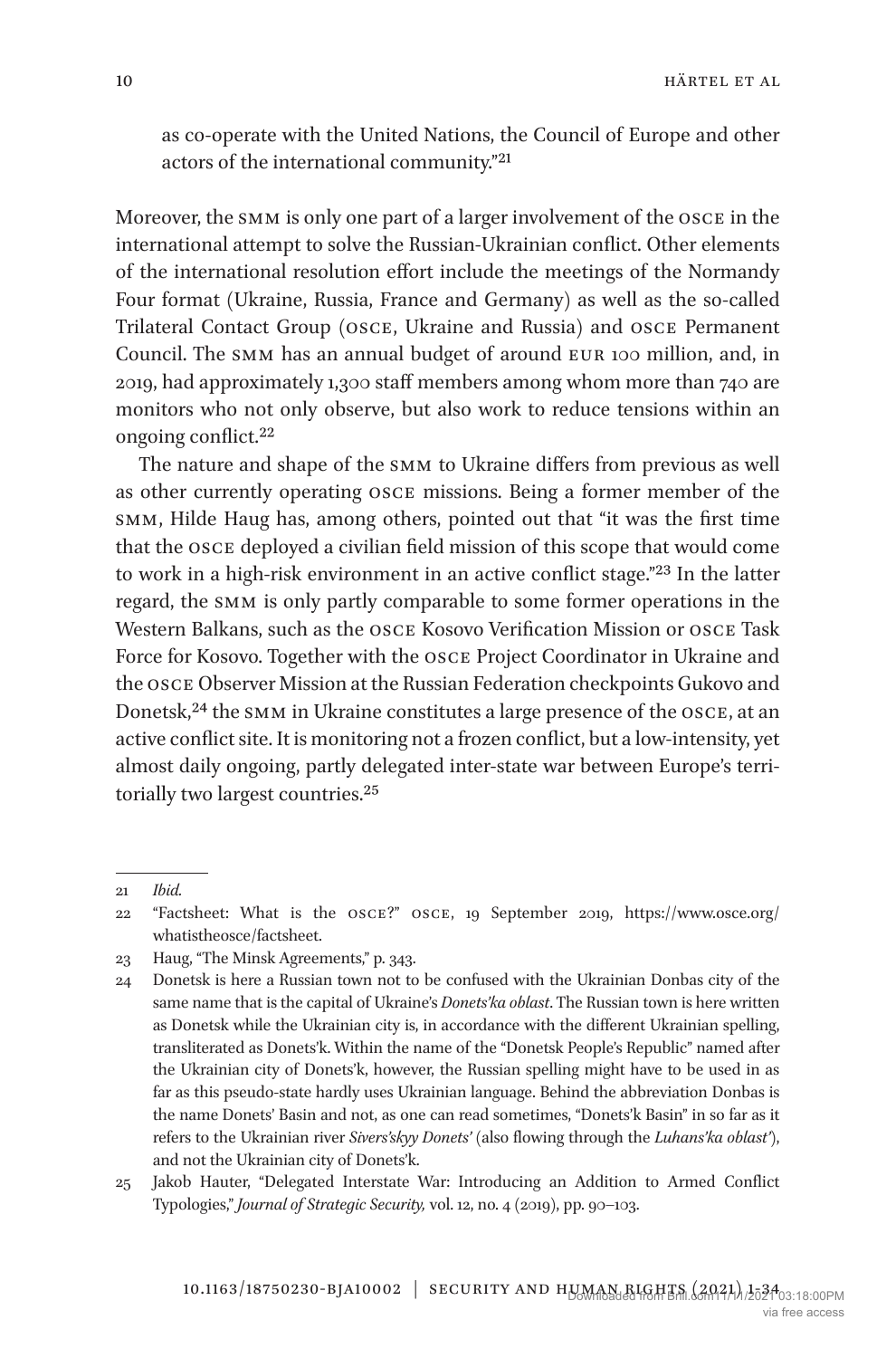as co-operate with the United Nations, the Council of Europe and other actors of the international community."[21]

Moreover, the SMM is only one part of a larger involvement of the OSCE in the international attempt to solve the Russian-Ukrainian conflict. Other elements of the international resolution effort include the meetings of the Normandy Four format (Ukraine, Russia, France and Germany) as well as the so-called Trilateral Contact Group (OSCE, Ukraine and Russia) and OSCE Permanent Council. The SMM has an annual budget of around EUR 100 million, and, in 2019, had approximately 1,300 staff members among whom more than 740 are monitors who not only observe, but also work to reduce tensions within an ongoing conflict.[22]

The nature and shape of the SMM to Ukraine differs from previous as well as other currently operating OSCE missions. Being a former member of the SMM, Hilde Haug has, among others, pointed out that "it was the first time that the OSCE deployed a civilian field mission of this scope that would come to work in a high-risk environment in an active conflict stage."[23] In the latter regard, the SMM is only partly comparable to some former operations in the Western Balkans, such as the OSCE Kosovo Verification Mission or OSCE Task Force for Kosovo. Together with the OSCE Project Coordinator in Ukraine and the OSCE Observer Mission at the Russian Federation checkpoints Gukovo and Donetsk,[24] the SMM in Ukraine constitutes a large presence of the OSCE, at an active conflict site. It is monitoring not a frozen conflict, but a low-intensity, yet almost daily ongoing, partly delegated inter-state war between Europe's territorially two largest countries.[25]

---

21 *Ibid.*

22 "Factsheet: What is the OSCE?" OSCE, 19 September 2019, https://www.osce.org/whatistheosce/factsheet.

23 Haug, "The Minsk Agreements," p. 343.

24 Donetsk is here a Russian town not to be confused with the Ukrainian Donbas city of the same name that is the capital of Ukraine's *Donets'ka oblast*. The Russian town is here written as Donetsk while the Ukrainian city is, in accordance with the different Ukrainian spelling, transliterated as Donets'k. Within the name of the "Donetsk People's Republic" named after the Ukrainian city of Donets'k, however, the Russian spelling might have to be used in as far as this pseudo-state hardly uses Ukrainian language. Behind the abbreviation Donbas is the name Donets' Basin and not, as one can read sometimes, "Donets'k Basin" in so far as it refers to the Ukrainian river *Sivers'skyy Donets'* (also flowing through the *Luhans'ka oblast'*), and not the Ukrainian city of Donets'k.

25 Jakob Hauter, "Delegated Interstate War: Introducing an Addition to Armed Conflict Typologies," *Journal of Strategic Security,* vol. 12, no. 4 (2019), pp. 90–103.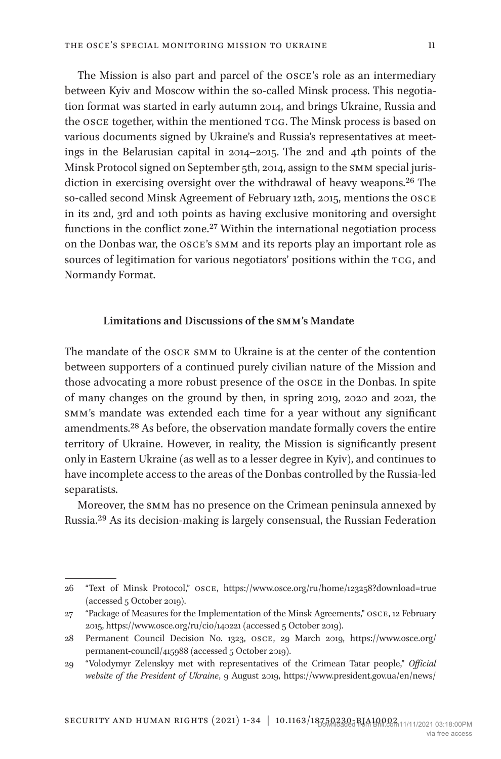The Mission is also part and parcel of the OSCE's role as an intermediary between Kyiv and Moscow within the so-called Minsk process. This negotiation format was started in early autumn 2014, and brings Ukraine, Russia and the OSCE together, within the mentioned TCG. The Minsk process is based on various documents signed by Ukraine's and Russia's representatives at meetings in the Belarusian capital in 2014–2015. The 2nd and 4th points of the Minsk Protocol signed on September 5th, 2014, assign to the SMM special jurisdiction in exercising oversight over the withdrawal of heavy weapons.[26] The so-called second Minsk Agreement of February 12th, 2015, mentions the OSCE in its 2nd, 3rd and 10th points as having exclusive monitoring and oversight functions in the conflict zone.[27] Within the international negotiation process on the Donbas war, the OSCE's SMM and its reports play an important role as sources of legitimation for various negotiators' positions within the TCG, and Normandy Format.

### Limitations and Discussions of the SMM's Mandate

The mandate of the OSCE SMM to Ukraine is at the center of the contention between supporters of a continued purely civilian nature of the Mission and those advocating a more robust presence of the OSCE in the Donbas. In spite of many changes on the ground by then, in spring 2019, 2020 and 2021, the SMM's mandate was extended each time for a year without any significant amendments.[28] As before, the observation mandate formally covers the entire territory of Ukraine. However, in reality, the Mission is significantly present only in Eastern Ukraine (as well as to a lesser degree in Kyiv), and continues to have incomplete access to the areas of the Donbas controlled by the Russia-led separatists.

Moreover, the SMM has no presence on the Crimean peninsula annexed by Russia.[29] As its decision-making is largely consensual, the Russian Federation

---

26 "Text of Minsk Protocol," OSCE, https://www.osce.org/ru/home/123258?download=true (accessed 5 October 2019).

27 "Package of Measures for the Implementation of the Minsk Agreements," OSCE, 12 February 2015, https://www.osce.org/ru/cio/140221 (accessed 5 October 2019).

28 Permanent Council Decision No. 1323, OSCE, 29 March 2019, https://www.osce.org/permanent-council/415988 (accessed 5 October 2019).

29 "Volodymyr Zelenskyy met with representatives of the Crimean Tatar people," *Official website of the President of Ukraine*, 9 August 2019, https://www.president.gov.ua/en/news/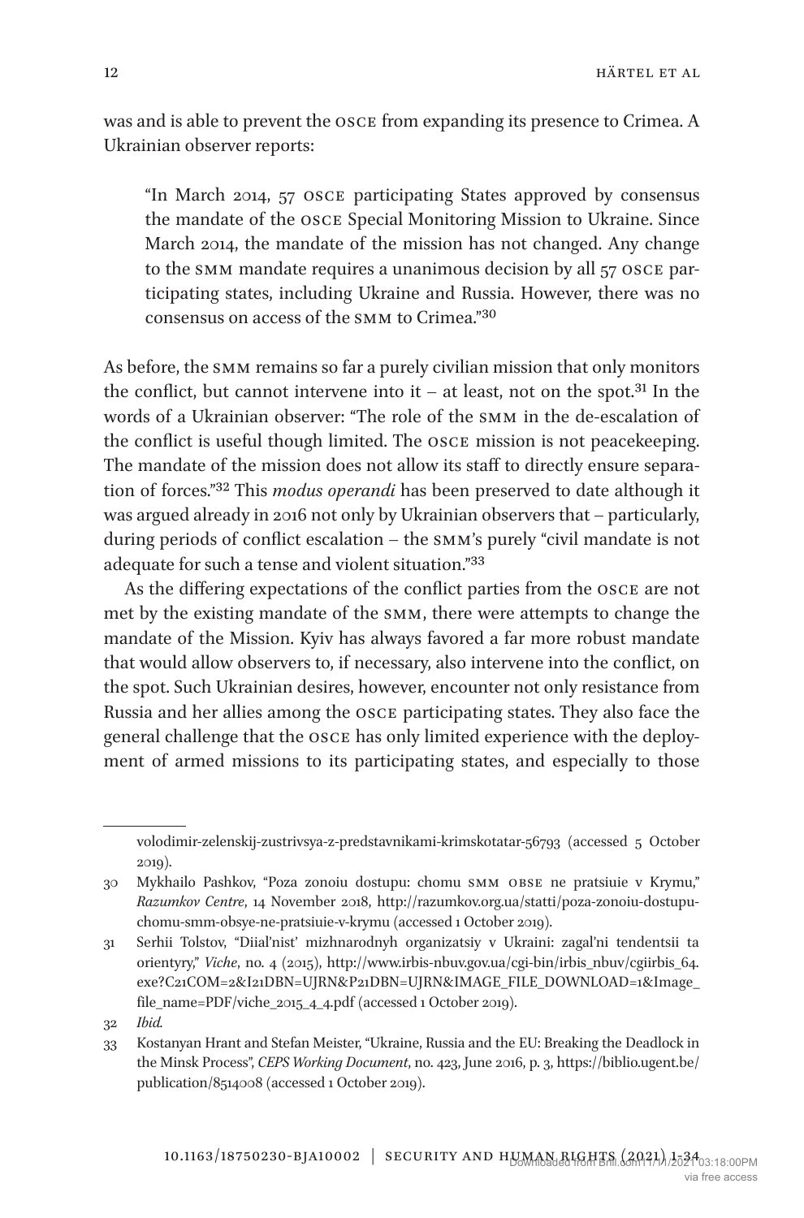was and is able to prevent the OSCE from expanding its presence to Crimea. A Ukrainian observer reports:

> "In March 2014, 57 OSCE participating States approved by consensus the mandate of the OSCE Special Monitoring Mission to Ukraine. Since March 2014, the mandate of the mission has not changed. Any change to the SMM mandate requires a unanimous decision by all 57 OSCE participating states, including Ukraine and Russia. However, there was no consensus on access of the SMM to Crimea."[30]

As before, the SMM remains so far a purely civilian mission that only monitors the conflict, but cannot intervene into it – at least, not on the spot.[31] In the words of a Ukrainian observer: "The role of the SMM in the de-escalation of the conflict is useful though limited. The OSCE mission is not peacekeeping. The mandate of the mission does not allow its staff to directly ensure separation of forces."[32] This *modus operandi* has been preserved to date although it was argued already in 2016 not only by Ukrainian observers that – particularly, during periods of conflict escalation – the SMM's purely "civil mandate is not adequate for such a tense and violent situation."[33]

As the differing expectations of the conflict parties from the OSCE are not met by the existing mandate of the SMM, there were attempts to change the mandate of the Mission. Kyiv has always favored a far more robust mandate that would allow observers to, if necessary, also intervene into the conflict, on the spot. Such Ukrainian desires, however, encounter not only resistance from Russia and her allies among the OSCE participating states. They also face the general challenge that the OSCE has only limited experience with the deployment of armed missions to its participating states, and especially to those

---

volodimir-zelenskij-zustrivsya-z-predstavnikami-krimskotatar-56793 (accessed 5 October 2019).

30 Mykhailo Pashkov, "Poza zonoiu dostupu: chomu SMM OBSE ne pratsiuie v Krymu," *Razumkov Centre*, 14 November 2018, http://razumkov.org.ua/statti/poza-zonoiu-dostupu-chomu-smm-obsye-ne-pratsiuie-v-krymu (accessed 1 October 2019).

31 Serhii Tolstov, "Diial'nist' mizhnarodnyh organizatsiy v Ukraini: zagal'ni tendentsii ta orientyry," *Viche*, no. 4 (2015), http://www.irbis-nbuv.gov.ua/cgi-bin/irbis_nbuv/cgiirbis_64.exe?C21COM=2&I21DBN=UJRN&P21DBN=UJRN&IMAGE_FILE_DOWNLOAD=1&Image_file_name=PDF/viche_2015_4_4.pdf (accessed 1 October 2019).

32 *Ibid.*

33 Kostanyan Hrant and Stefan Meister, "Ukraine, Russia and the EU: Breaking the Deadlock in the Minsk Process", *CEPS Working Document*, no. 423, June 2016, p. 3, https://biblio.ugent.be/publication/8514008 (accessed 1 October 2019).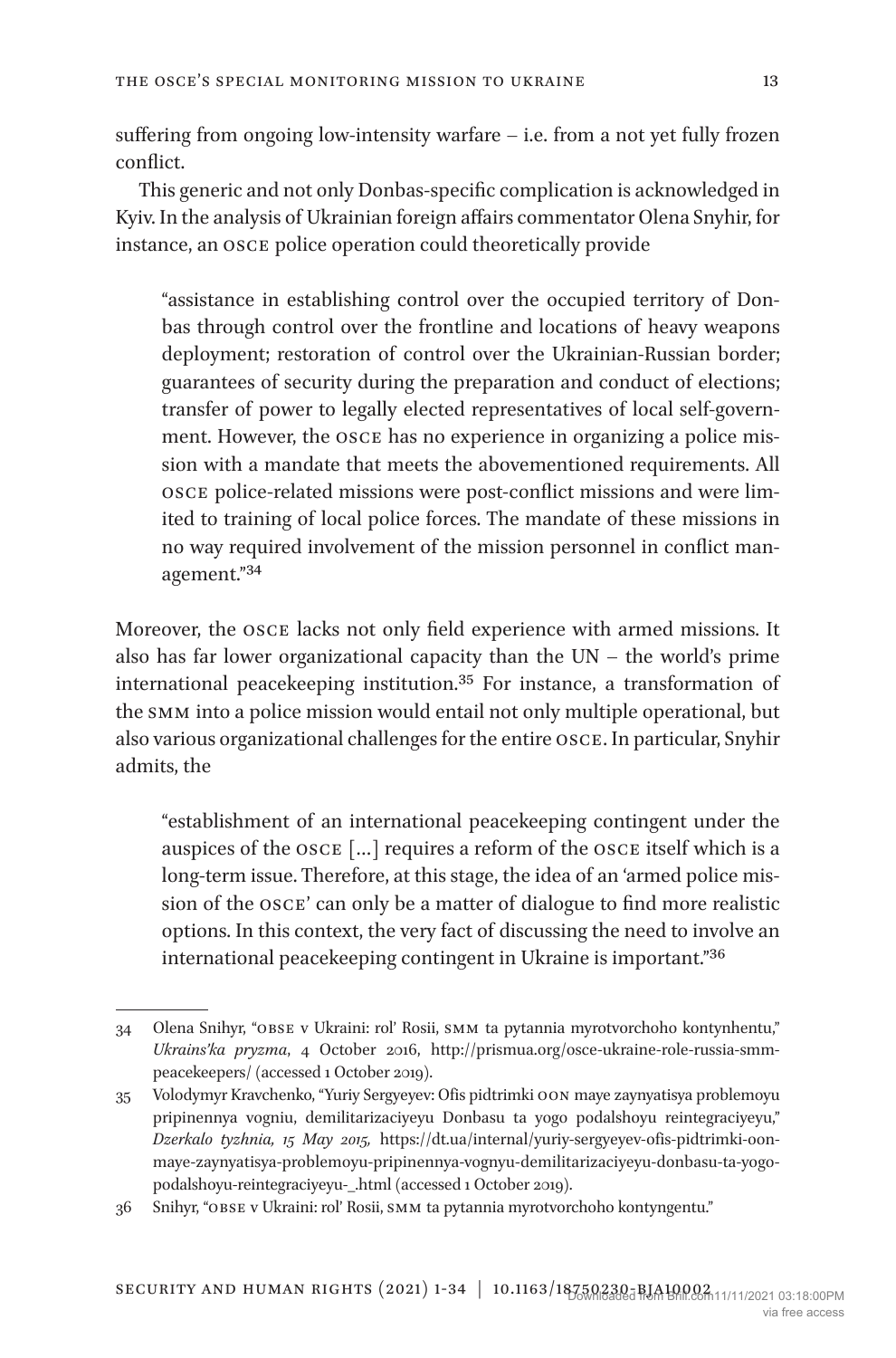suffering from ongoing low-intensity warfare – i.e. from a not yet fully frozen conflict.

This generic and not only Donbas-specific complication is acknowledged in Kyiv. In the analysis of Ukrainian foreign affairs commentator Olena Snyhir, for instance, an OSCE police operation could theoretically provide

> "assistance in establishing control over the occupied territory of Donbas through control over the frontline and locations of heavy weapons deployment; restoration of control over the Ukrainian-Russian border; guarantees of security during the preparation and conduct of elections; transfer of power to legally elected representatives of local self-government. However, the OSCE has no experience in organizing a police mission with a mandate that meets the abovementioned requirements. All OSCE police-related missions were post-conflict missions and were limited to training of local police forces. The mandate of these missions in no way required involvement of the mission personnel in conflict management."[34]

Moreover, the OSCE lacks not only field experience with armed missions. It also has far lower organizational capacity than the UN – the world's prime international peacekeeping institution.[35] For instance, a transformation of the SMM into a police mission would entail not only multiple operational, but also various organizational challenges for the entire OSCE. In particular, Snyhir admits, the

> "establishment of an international peacekeeping contingent under the auspices of the OSCE […] requires a reform of the OSCE itself which is a long-term issue. Therefore, at this stage, the idea of an 'armed police mission of the OSCE' can only be a matter of dialogue to find more realistic options. In this context, the very fact of discussing the need to involve an international peacekeeping contingent in Ukraine is important."[36]

---

34 Olena Snihyr, "OBSE v Ukraini: rol' Rosii, SMM ta pytannia myrotvorchoho kontynhentu," *Ukrains'ka pryzma*, 4 October 2016, http://prismua.org/osce-ukraine-role-russia-smm-peacekeepers/ (accessed 1 October 2019).

35 Volodymyr Kravchenko, "Yuriy Sergyeyev: Ofis pidtrimki OON maye zaynyatisya problemoyu pripinennya vogniu, demilitarizaciyeyu Donbasu ta yogo podalshoyu reintegraciyeyu," *Dzerkalo tyzhnia, 15 May 2015,* https://dt.ua/internal/yuriy-sergyeyev-ofis-pidtrimki-oon-maye-zaynyatisya-problemoyu-pripinennya-vognyu-demilitarizaciyeyu-donbasu-ta-yogo-podalshoyu-reintegraciyeyu-_.html (accessed 1 October 2019).

36 Snihyr, "OBSE v Ukraini: rol' Rosii, SMM ta pytannia myrotvorchoho kontyngentu."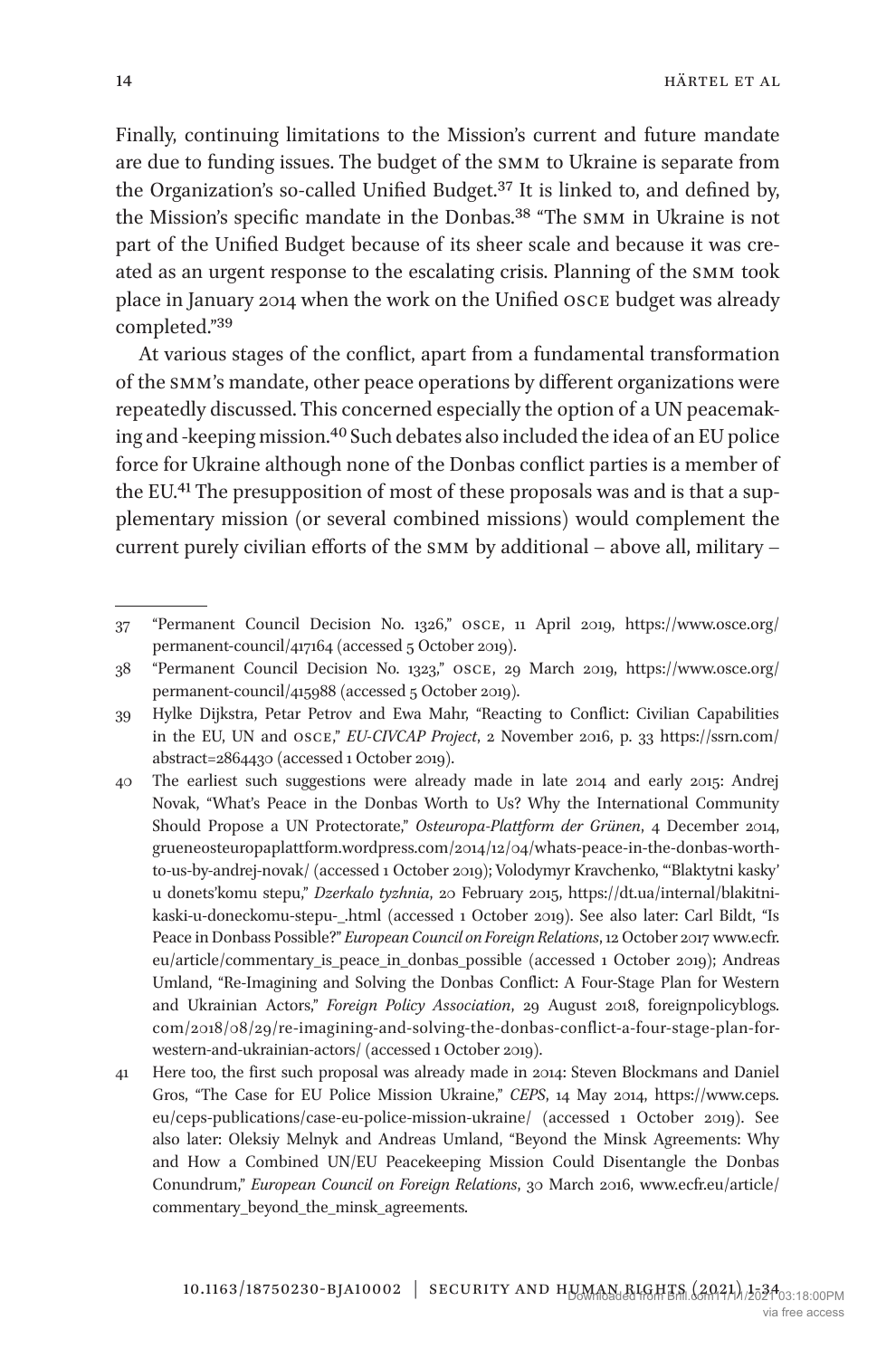Finally, continuing limitations to the Mission's current and future mandate are due to funding issues. The budget of the SMM to Ukraine is separate from the Organization's so-called Unified Budget.[37] It is linked to, and defined by, the Mission's specific mandate in the Donbas.[38] "The SMM in Ukraine is not part of the Unified Budget because of its sheer scale and because it was created as an urgent response to the escalating crisis. Planning of the SMM took place in January 2014 when the work on the Unified OSCE budget was already completed."[39]

At various stages of the conflict, apart from a fundamental transformation of the SMM's mandate, other peace operations by different organizations were repeatedly discussed. This concerned especially the option of a UN peacemaking and -keeping mission.[40] Such debates also included the idea of an EU police force for Ukraine although none of the Donbas conflict parties is a member of the EU.[41] The presupposition of most of these proposals was and is that a supplementary mission (or several combined missions) would complement the current purely civilian efforts of the SMM by additional – above all, military –

---

37 "Permanent Council Decision No. 1326," OSCE, 11 April 2019, https://www.osce.org/permanent-council/417164 (accessed 5 October 2019).

38 "Permanent Council Decision No. 1323," OSCE, 29 March 2019, https://www.osce.org/permanent-council/415988 (accessed 5 October 2019).

39 Hylke Dijkstra, Petar Petrov and Ewa Mahr, "Reacting to Conflict: Civilian Capabilities in the EU, UN and OSCE," *EU-CIVCAP Project*, 2 November 2016, p. 33 https://ssrn.com/abstract=2864430 (accessed 1 October 2019).

40 The earliest such suggestions were already made in late 2014 and early 2015: Andrej Novak, "What's Peace in the Donbas Worth to Us? Why the International Community Should Propose a UN Protectorate," *Osteuropa-Plattform der Grünen*, 4 December 2014, grueneosteuropaplattform.wordpress.com/2014/12/04/whats-peace-in-the-donbas-worth-to-us-by-andrej-novak/ (accessed 1 October 2019); Volodymyr Kravchenko, "'Blaktytni kasky' u donets'komu stepu," *Dzerkalo tyzhnia*, 20 February 2015, https://dt.ua/internal/blakitni-kaski-u-doneckomu-stepu-_.html (accessed 1 October 2019). See also later: Carl Bildt, "Is Peace in Donbass Possible?" *European Council on Foreign Relations*, 12 October 2017 www.ecfr.eu/article/commentary_is_peace_in_donbas_possible (accessed 1 October 2019); Andreas Umland, "Re-Imagining and Solving the Donbas Conflict: A Four-Stage Plan for Western and Ukrainian Actors," *Foreign Policy Association*, 29 August 2018, foreignpolicyblogs.com/2018/08/29/re-imagining-and-solving-the-donbas-conflict-a-four-stage-plan-for-western-and-ukrainian-actors/ (accessed 1 October 2019).

41 Here too, the first such proposal was already made in 2014: Steven Blockmans and Daniel Gros, "The Case for EU Police Mission Ukraine," *CEPS*, 14 May 2014, https://www.ceps.eu/ceps-publications/case-eu-police-mission-ukraine/ (accessed 1 October 2019). See also later: Oleksiy Melnyk and Andreas Umland, "Beyond the Minsk Agreements: Why and How a Combined UN/EU Peacekeeping Mission Could Disentangle the Donbas Conundrum," *European Council on Foreign Relations*, 30 March 2016, www.ecfr.eu/article/commentary_beyond_the_minsk_agreements.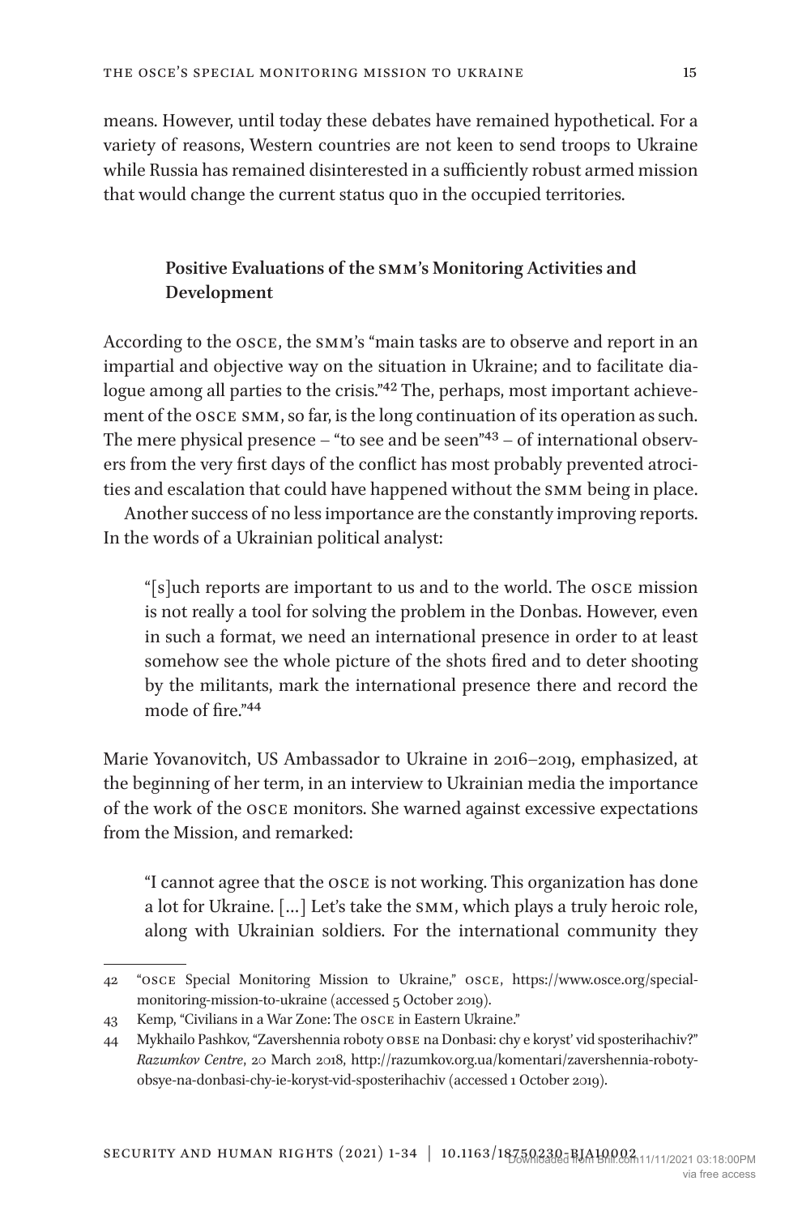means. However, until today these debates have remained hypothetical. For a variety of reasons, Western countries are not keen to send troops to Ukraine while Russia has remained disinterested in a sufficiently robust armed mission that would change the current status quo in the occupied territories.

## Positive Evaluations of the SMM's Monitoring Activities and Development

According to the OSCE, the SMM's "main tasks are to observe and report in an impartial and objective way on the situation in Ukraine; and to facilitate dialogue among all parties to the crisis."[42] The, perhaps, most important achievement of the OSCE SMM, so far, is the long continuation of its operation as such. The mere physical presence – "to see and be seen"[43] – of international observers from the very first days of the conflict has most probably prevented atrocities and escalation that could have happened without the SMM being in place.

Another success of no less importance are the constantly improving reports. In the words of a Ukrainian political analyst:

> "[s]uch reports are important to us and to the world. The OSCE mission is not really a tool for solving the problem in the Donbas. However, even in such a format, we need an international presence in order to at least somehow see the whole picture of the shots fired and to deter shooting by the militants, mark the international presence there and record the mode of fire."[44]

Marie Yovanovitch, US Ambassador to Ukraine in 2016–2019, emphasized, at the beginning of her term, in an interview to Ukrainian media the importance of the work of the OSCE monitors. She warned against excessive expectations from the Mission, and remarked:

> "I cannot agree that the OSCE is not working. This organization has done a lot for Ukraine. [...] Let's take the SMM, which plays a truly heroic role, along with Ukrainian soldiers. For the international community they

---

42 "OSCE Special Monitoring Mission to Ukraine," OSCE, https://www.osce.org/special-monitoring-mission-to-ukraine (accessed 5 October 2019).

43 Kemp, "Civilians in a War Zone: The OSCE in Eastern Ukraine."

44 Mykhailo Pashkov, "Zavershennia roboty OBSE na Donbasi: chy e koryst' vid sposterihachiv?" *Razumkov Centre*, 20 March 2018, http://razumkov.org.ua/komentari/zavershennia-roboty-obsye-na-donbasi-chy-ie-koryst-vid-sposterihachiv (accessed 1 October 2019).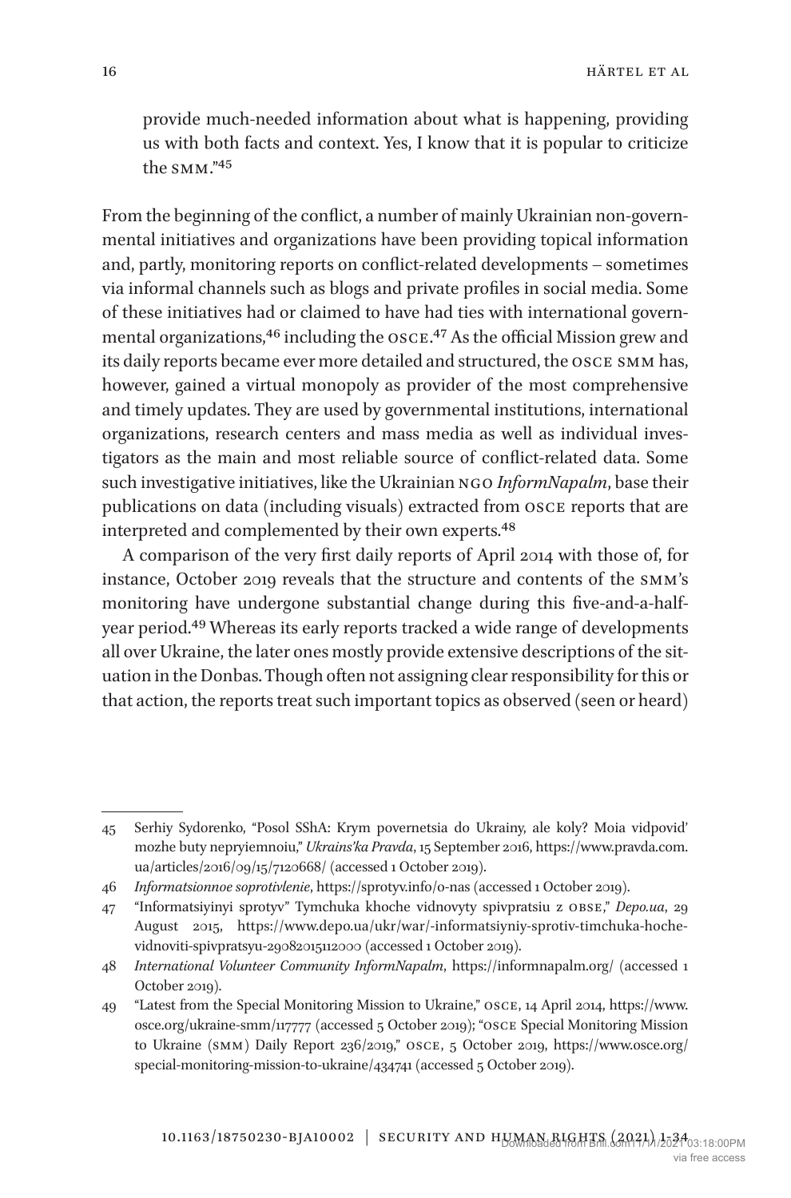provide much-needed information about what is happening, providing us with both facts and context. Yes, I know that it is popular to criticize the SMM."[45]

From the beginning of the conflict, a number of mainly Ukrainian non-governmental initiatives and organizations have been providing topical information and, partly, monitoring reports on conflict-related developments – sometimes via informal channels such as blogs and private profiles in social media. Some of these initiatives had or claimed to have had ties with international governmental organizations,[46] including the OSCE.[47] As the official Mission grew and its daily reports became ever more detailed and structured, the OSCE SMM has, however, gained a virtual monopoly as provider of the most comprehensive and timely updates. They are used by governmental institutions, international organizations, research centers and mass media as well as individual investigators as the main and most reliable source of conflict-related data. Some such investigative initiatives, like the Ukrainian NGO *InformNapalm*, base their publications on data (including visuals) extracted from OSCE reports that are interpreted and complemented by their own experts.[48]

A comparison of the very first daily reports of April 2014 with those of, for instance, October 2019 reveals that the structure and contents of the SMM's monitoring have undergone substantial change during this five-and-a-half-year period.[49] Whereas its early reports tracked a wide range of developments all over Ukraine, the later ones mostly provide extensive descriptions of the situation in the Donbas. Though often not assigning clear responsibility for this or that action, the reports treat such important topics as observed (seen or heard)

---

45 Serhiy Sydorenko, "Posol SShA: Krym povernetsia do Ukrainy, ale koly? Moia vidpovid' mozhe buty nepryiemnoiu," *Ukrains'ka Pravda*, 15 September 2016, https://www.pravda.com.ua/articles/2016/09/15/7120668/ (accessed 1 October 2019).

46 *Informatsionnoe soprotivlenie*, https://sprotyv.info/o-nas (accessed 1 October 2019).

47 "Informatsiyinyi sprotyv" Tymchuka khoche vidnovyty spivpratsiu z OBSE," *Depo.ua*, 29 August 2015, https://www.depo.ua/ukr/war/-informatsiyniy-sprotiv-timchuka-hoche-vidnoviti-spivpratsyu-29082015112000 (accessed 1 October 2019).

48 *International Volunteer Community InformNapalm*, https://informnapalm.org/ (accessed 1 October 2019).

49 "Latest from the Special Monitoring Mission to Ukraine," OSCE, 14 April 2014, https://www.osce.org/ukraine-smm/117777 (accessed 5 October 2019); "OSCE Special Monitoring Mission to Ukraine (SMM) Daily Report 236/2019," OSCE, 5 October 2019, https://www.osce.org/special-monitoring-mission-to-ukraine/434741 (accessed 5 October 2019).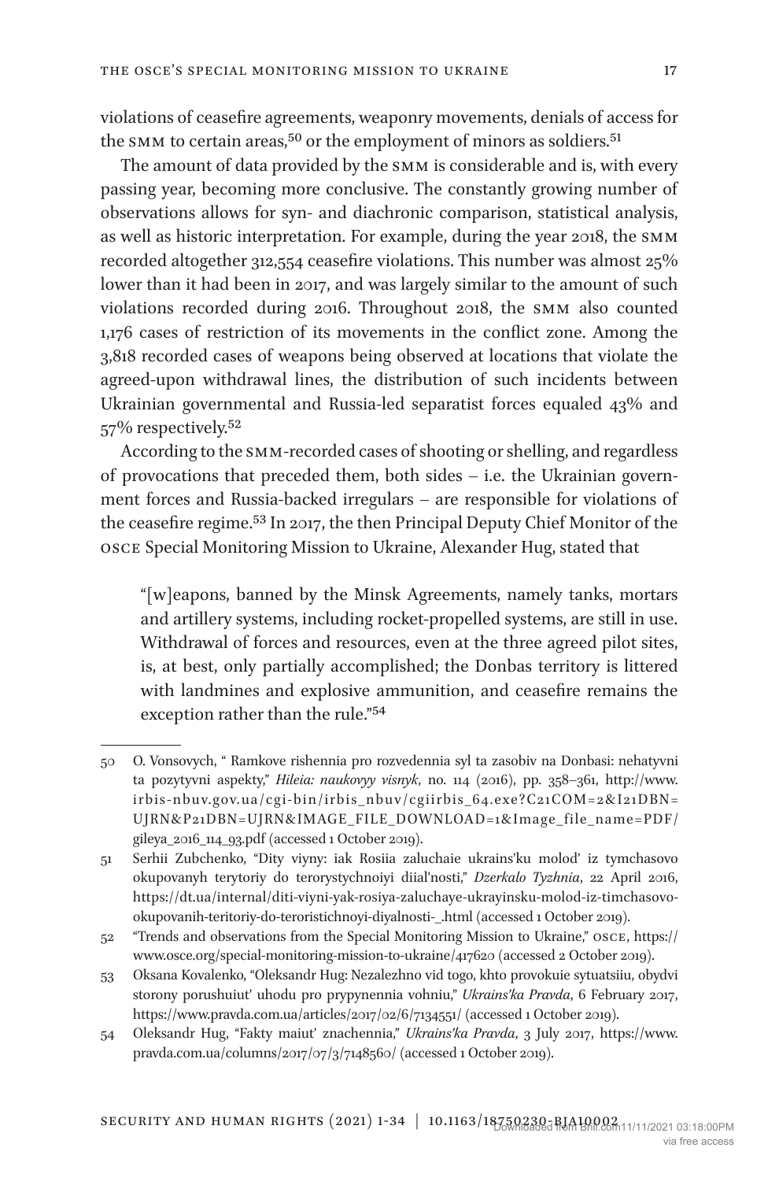violations of ceasefire agreements, weaponry movements, denials of access for the SMM to certain areas,[50] or the employment of minors as soldiers.[51]

The amount of data provided by the SMM is considerable and is, with every passing year, becoming more conclusive. The constantly growing number of observations allows for syn- and diachronic comparison, statistical analysis, as well as historic interpretation. For example, during the year 2018, the SMM recorded altogether 312,554 ceasefire violations. This number was almost 25% lower than it had been in 2017, and was largely similar to the amount of such violations recorded during 2016. Throughout 2018, the SMM also counted 1,176 cases of restriction of its movements in the conflict zone. Among the 3,818 recorded cases of weapons being observed at locations that violate the agreed-upon withdrawal lines, the distribution of such incidents between Ukrainian governmental and Russia-led separatist forces equaled 43% and 57% respectively.[52]

According to the SMM-recorded cases of shooting or shelling, and regardless of provocations that preceded them, both sides – i.e. the Ukrainian government forces and Russia-backed irregulars – are responsible for violations of the ceasefire regime.[53] In 2017, the then Principal Deputy Chief Monitor of the OSCE Special Monitoring Mission to Ukraine, Alexander Hug, stated that

> "[w]eapons, banned by the Minsk Agreements, namely tanks, mortars and artillery systems, including rocket-propelled systems, are still in use. Withdrawal of forces and resources, even at the three agreed pilot sites, is, at best, only partially accomplished; the Donbas territory is littered with landmines and explosive ammunition, and ceasefire remains the exception rather than the rule."[54]

---

50 O. Vonsovych, " Ramkove rishennia pro rozvedennia syl ta zasobiv na Donbasi: nehatyvni ta pozytyvni aspekty," *Hileia: naukovyy visnyk*, no. 114 (2016), pp. 358–361, http://www.irbis-nbuv.gov.ua/cgi-bin/irbis_nbuv/cgiirbis_64.exe?C21COM=2&I21DBN=UJRN&P21DBN=UJRN&IMAGE_FILE_DOWNLOAD=1&Image_file_name=PDF/gileya_2016_114_93.pdf (accessed 1 October 2019).

51 Serhii Zubchenko, "Dity viyny: iak Rosiia zaluchaie ukrains'ku molod' iz tymchasovo okupovanyh terytoriy do terorystychnoiyi diial'nosti," *Dzerkalo Tyzhnia*, 22 April 2016, https://dt.ua/internal/diti-viyni-yak-rosiya-zaluchaye-ukrayinsku-molod-iz-timchasovo-okupovanih-teritoriy-do-teroristichnoyi-diyalnosti-_.html (accessed 1 October 2019).

52 "Trends and observations from the Special Monitoring Mission to Ukraine," OSCE, https://www.osce.org/special-monitoring-mission-to-ukraine/417620 (accessed 2 October 2019).

53 Oksana Kovalenko, "Oleksandr Hug: Nezalezhno vid togo, khto provokuie sytuatsiiu, obydvi storony porushuiut' uhodu pro prypynennia vohniu," *Ukrains'ka Pravda*, 6 February 2017, https://www.pravda.com.ua/articles/2017/02/6/7134551/ (accessed 1 October 2019).

54 Oleksandr Hug, "Fakty maiut' znachennia," *Ukrains'ka Pravda*, 3 July 2017, https://www.pravda.com.ua/columns/2017/07/3/7148560/ (accessed 1 October 2019).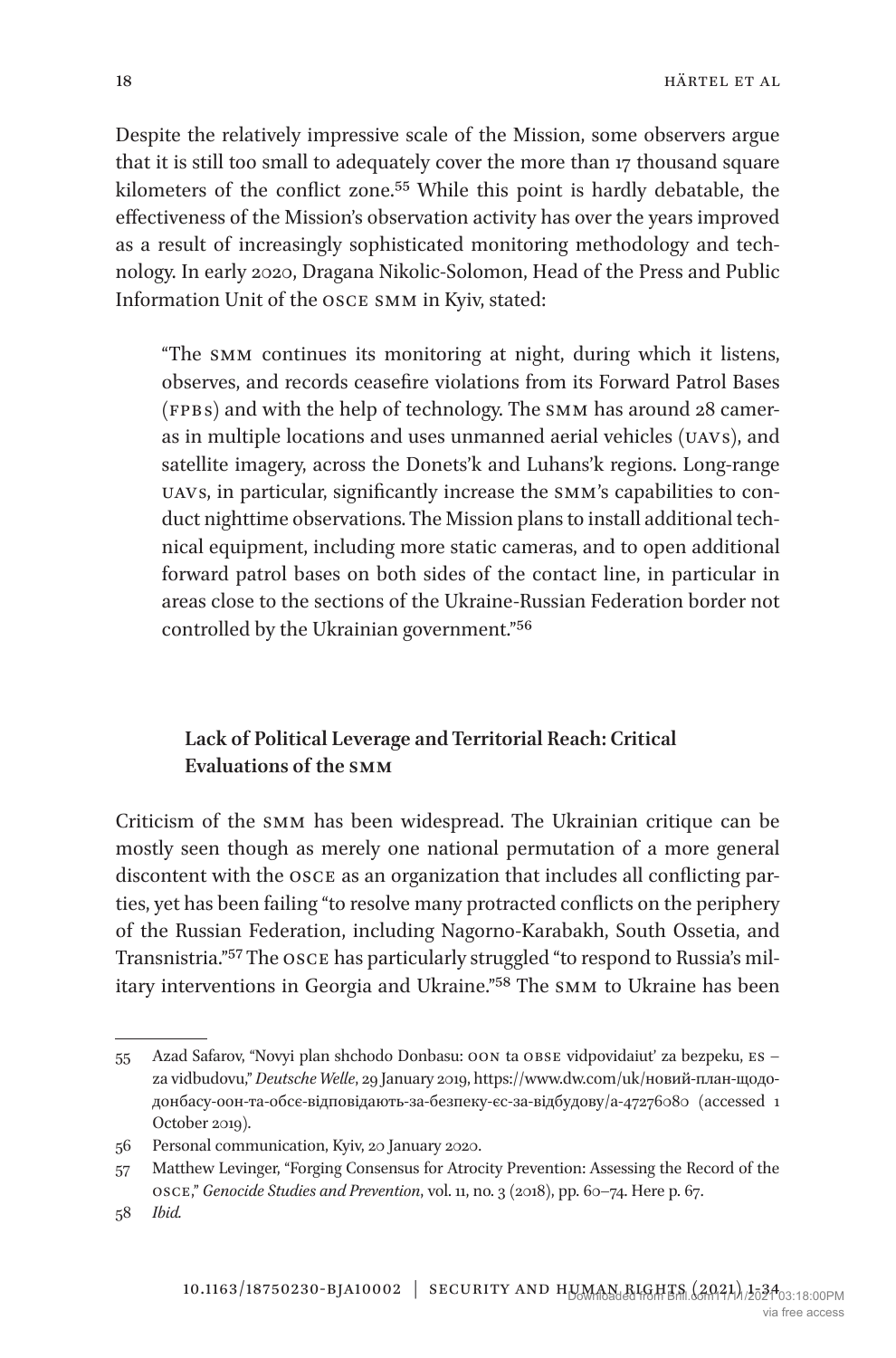Despite the relatively impressive scale of the Mission, some observers argue that it is still too small to adequately cover the more than 17 thousand square kilometers of the conflict zone.[55] While this point is hardly debatable, the effectiveness of the Mission's observation activity has over the years improved as a result of increasingly sophisticated monitoring methodology and technology. In early 2020, Dragana Nikolic-Solomon, Head of the Press and Public Information Unit of the OSCE SMM in Kyiv, stated:

> "The SMM continues its monitoring at night, during which it listens, observes, and records ceasefire violations from its Forward Patrol Bases (FPBs) and with the help of technology. The SMM has around 28 cameras in multiple locations and uses unmanned aerial vehicles (UAVs), and satellite imagery, across the Donets'k and Luhans'k regions. Long-range UAVs, in particular, significantly increase the SMM's capabilities to conduct nighttime observations. The Mission plans to install additional technical equipment, including more static cameras, and to open additional forward patrol bases on both sides of the contact line, in particular in areas close to the sections of the Ukraine-Russian Federation border not controlled by the Ukrainian government."[56]

## Lack of Political Leverage and Territorial Reach: Critical Evaluations of the SMM

Criticism of the SMM has been widespread. The Ukrainian critique can be mostly seen though as merely one national permutation of a more general discontent with the OSCE as an organization that includes all conflicting parties, yet has been failing "to resolve many protracted conflicts on the periphery of the Russian Federation, including Nagorno-Karabakh, South Ossetia, and Transnistria."[57] The OSCE has particularly struggled "to respond to Russia's military interventions in Georgia and Ukraine."[58] The SMM to Ukraine has been

---

55 Azad Safarov, "Novyi plan shchodo Donbasu: OON ta OBSE vidpovidaiut' za bezpeku, ES – za vidbudovu," *Deutsche Welle*, 29 January 2019, https://www.dw.com/uk/новий-план-щодо-донбасу-оон-та-обсє-відповідають-за-безпеку-єс-за-відбудову/a-47276080 (accessed 1 October 2019).

56 Personal communication, Kyiv, 20 January 2020.

57 Matthew Levinger, "Forging Consensus for Atrocity Prevention: Assessing the Record of the OSCE," *Genocide Studies and Prevention*, vol. 11, no. 3 (2018), pp. 60–74. Here p. 67.

58 *Ibid.*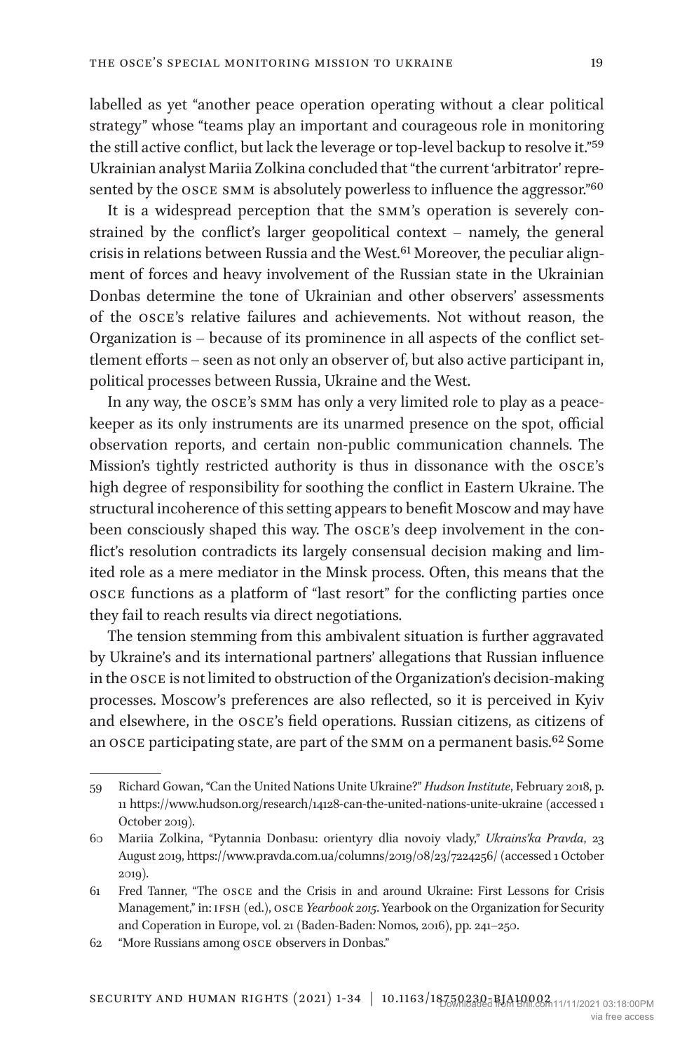labelled as yet "another peace operation operating without a clear political strategy" whose "teams play an important and courageous role in monitoring the still active conflict, but lack the leverage or top-level backup to resolve it."[59] Ukrainian analyst Mariia Zolkina concluded that "the current 'arbitrator' represented by the OSCE SMM is absolutely powerless to influence the aggressor."[60]

It is a widespread perception that the SMM's operation is severely constrained by the conflict's larger geopolitical context – namely, the general crisis in relations between Russia and the West.[61] Moreover, the peculiar alignment of forces and heavy involvement of the Russian state in the Ukrainian Donbas determine the tone of Ukrainian and other observers' assessments of the OSCE's relative failures and achievements. Not without reason, the Organization is – because of its prominence in all aspects of the conflict settlement efforts – seen as not only an observer of, but also active participant in, political processes between Russia, Ukraine and the West.

In any way, the OSCE's SMM has only a very limited role to play as a peacekeeper as its only instruments are its unarmed presence on the spot, official observation reports, and certain non-public communication channels. The Mission's tightly restricted authority is thus in dissonance with the OSCE's high degree of responsibility for soothing the conflict in Eastern Ukraine. The structural incoherence of this setting appears to benefit Moscow and may have been consciously shaped this way. The OSCE's deep involvement in the conflict's resolution contradicts its largely consensual decision making and limited role as a mere mediator in the Minsk process. Often, this means that the OSCE functions as a platform of "last resort" for the conflicting parties once they fail to reach results via direct negotiations.

The tension stemming from this ambivalent situation is further aggravated by Ukraine's and its international partners' allegations that Russian influence in the OSCE is not limited to obstruction of the Organization's decision-making processes. Moscow's preferences are also reflected, so it is perceived in Kyiv and elsewhere, in the OSCE's field operations. Russian citizens, as citizens of an OSCE participating state, are part of the SMM on a permanent basis.[62] Some

---

59 Richard Gowan, "Can the United Nations Unite Ukraine?" *Hudson Institute*, February 2018, p. 11 https://www.hudson.org/research/14128-can-the-united-nations-unite-ukraine (accessed 1 October 2019).

60 Mariia Zolkina, "Pytannia Donbasu: orientyry dlia novoiy vlady," *Ukrains'ka Pravda*, 23 August 2019, https://www.pravda.com.ua/columns/2019/08/23/7224256/ (accessed 1 October 2019).

61 Fred Tanner, "The OSCE and the Crisis in and around Ukraine: First Lessons for Crisis Management," in: IFSH (ed.), OSCE *Yearbook 2015*. Yearbook on the Organization for Security and Coperation in Europe, vol. 21 (Baden-Baden: Nomos, 2016), pp. 241–250.

62 "More Russians among OSCE observers in Donbas."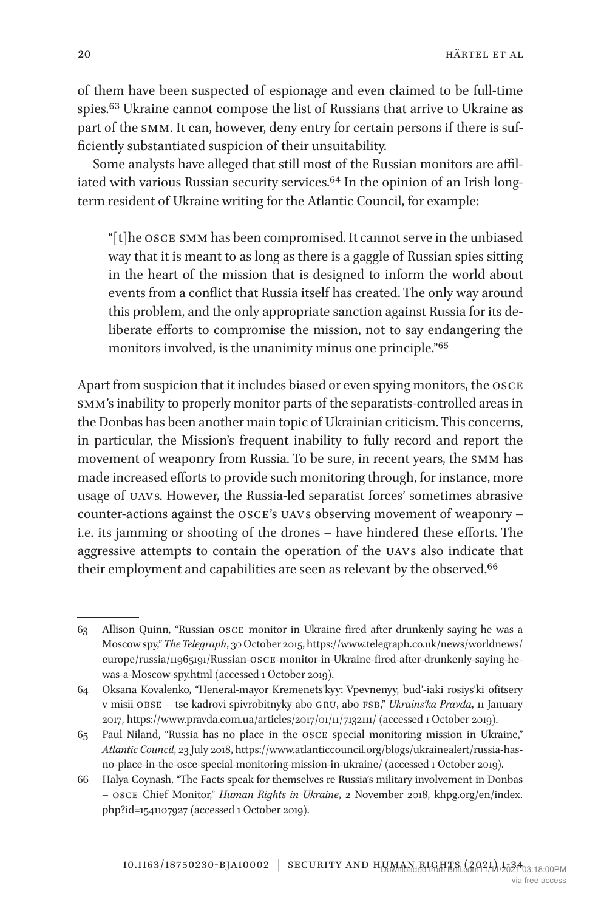of them have been suspected of espionage and even claimed to be full-time spies.[63] Ukraine cannot compose the list of Russians that arrive to Ukraine as part of the SMM. It can, however, deny entry for certain persons if there is sufficiently substantiated suspicion of their unsuitability.

Some analysts have alleged that still most of the Russian monitors are affiliated with various Russian security services.[64] In the opinion of an Irish long-term resident of Ukraine writing for the Atlantic Council, for example:

> "[t]he OSCE SMM has been compromised. It cannot serve in the unbiased way that it is meant to as long as there is a gaggle of Russian spies sitting in the heart of the mission that is designed to inform the world about events from a conflict that Russia itself has created. The only way around this problem, and the only appropriate sanction against Russia for its deliberate efforts to compromise the mission, not to say endangering the monitors involved, is the unanimity minus one principle."[65]

Apart from suspicion that it includes biased or even spying monitors, the OSCE SMM's inability to properly monitor parts of the separatists-controlled areas in the Donbas has been another main topic of Ukrainian criticism. This concerns, in particular, the Mission's frequent inability to fully record and report the movement of weaponry from Russia. To be sure, in recent years, the SMM has made increased efforts to provide such monitoring through, for instance, more usage of UAVs. However, the Russia-led separatist forces' sometimes abrasive counter-actions against the OSCE's UAVs observing movement of weaponry – i.e. its jamming or shooting of the drones – have hindered these efforts. The aggressive attempts to contain the operation of the UAVs also indicate that their employment and capabilities are seen as relevant by the observed.[66]

---

63 Allison Quinn, "Russian OSCE monitor in Ukraine fired after drunkenly saying he was a Moscow spy," *The Telegraph*, 30 October 2015, https://www.telegraph.co.uk/news/worldnews/europe/russia/11965191/Russian-OSCE-monitor-in-Ukraine-fired-after-drunkenly-saying-he-was-a-Moscow-spy.html (accessed 1 October 2019).

64 Oksana Kovalenko, "Heneral-mayor Kremenets'kyy: Vpevnenyy, bud'-iaki rosiys'ki ofitsery v misii OBSE – tse kadrovi spivrobitnyky abo GRU, abo FSB," *Ukrains'ka Pravda*, 11 January 2017, https://www.pravda.com.ua/articles/2017/01/11/7132111/ (accessed 1 October 2019).

65 Paul Niland, "Russia has no place in the OSCE special monitoring mission in Ukraine," *Atlantic Council*, 23 July 2018, https://www.atlanticcouncil.org/blogs/ukrainealert/russia-has-no-place-in-the-osce-special-monitoring-mission-in-ukraine/ (accessed 1 October 2019).

66 Halya Coynash, "The Facts speak for themselves re Russia's military involvement in Donbas – OSCE Chief Monitor," *Human Rights in Ukraine*, 2 November 2018, khpg.org/en/index.php?id=1541107927 (accessed 1 October 2019).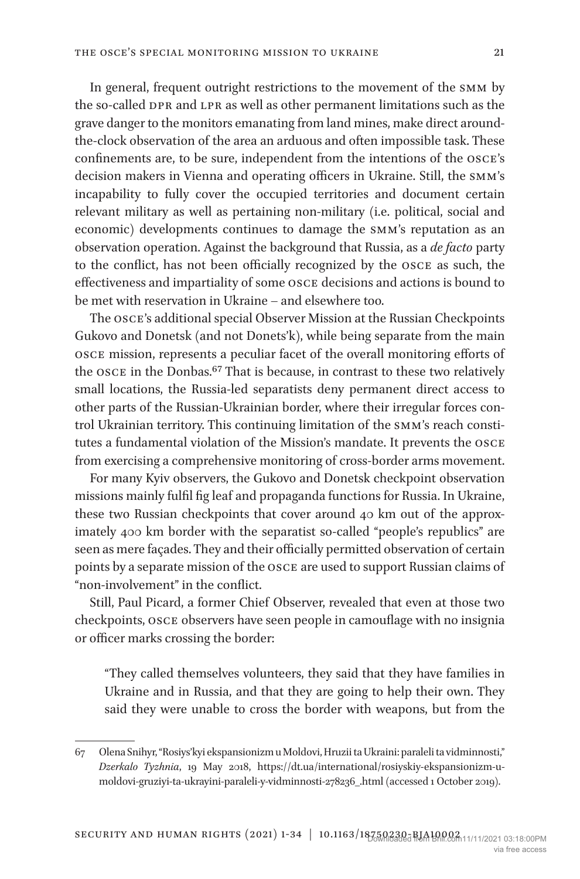In general, frequent outright restrictions to the movement of the SMM by the so-called DPR and LPR as well as other permanent limitations such as the grave danger to the monitors emanating from land mines, make direct around-the-clock observation of the area an arduous and often impossible task. These confinements are, to be sure, independent from the intentions of the OSCE's decision makers in Vienna and operating officers in Ukraine. Still, the SMM's incapability to fully cover the occupied territories and document certain relevant military as well as pertaining non-military (i.e. political, social and economic) developments continues to damage the SMM's reputation as an observation operation. Against the background that Russia, as a *de facto* party to the conflict, has not been officially recognized by the OSCE as such, the effectiveness and impartiality of some OSCE decisions and actions is bound to be met with reservation in Ukraine – and elsewhere too.

The OSCE's additional special Observer Mission at the Russian Checkpoints Gukovo and Donetsk (and not Donets'k), while being separate from the main OSCE mission, represents a peculiar facet of the overall monitoring efforts of the OSCE in the Donbas.[67] That is because, in contrast to these two relatively small locations, the Russia-led separatists deny permanent direct access to other parts of the Russian-Ukrainian border, where their irregular forces control Ukrainian territory. This continuing limitation of the SMM's reach constitutes a fundamental violation of the Mission's mandate. It prevents the OSCE from exercising a comprehensive monitoring of cross-border arms movement.

For many Kyiv observers, the Gukovo and Donetsk checkpoint observation missions mainly fulfil fig leaf and propaganda functions for Russia. In Ukraine, these two Russian checkpoints that cover around 40 km out of the approximately 400 km border with the separatist so-called "people's republics" are seen as mere façades. They and their officially permitted observation of certain points by a separate mission of the OSCE are used to support Russian claims of "non-involvement" in the conflict.

Still, Paul Picard, a former Chief Observer, revealed that even at those two checkpoints, OSCE observers have seen people in camouflage with no insignia or officer marks crossing the border:

> "They called themselves volunteers, they said that they have families in Ukraine and in Russia, and that they are going to help their own. They said they were unable to cross the border with weapons, but from the

---

67 Olena Snihyr, "Rosiys'kyi ekspansionizm u Moldovi, Hruzii ta Ukraini: paraleli ta vidminnosti," *Dzerkalo Tyzhnia*, 19 May 2018, https://dt.ua/international/rosiyskiy-ekspansionizm-u-moldovi-gruziyi-ta-ukrayini-paraleli-y-vidminnosti-278236_.html (accessed 1 October 2019).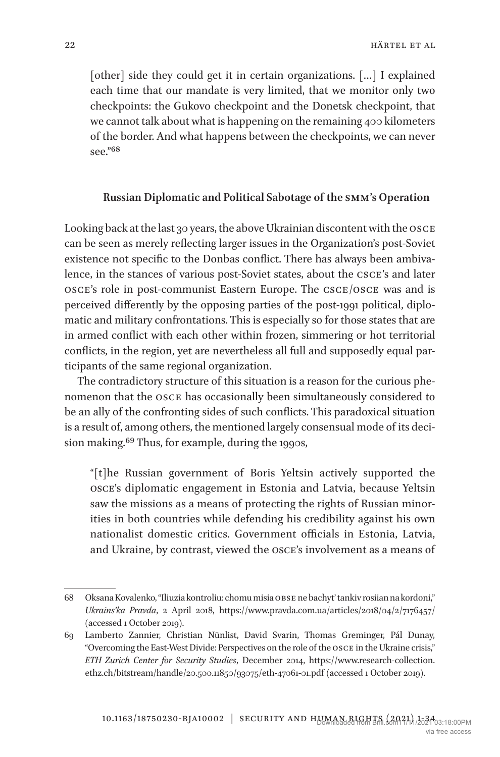[other] side they could get it in certain organizations. […] I explained each time that our mandate is very limited, that we monitor only two checkpoints: the Gukovo checkpoint and the Donetsk checkpoint, that we cannot talk about what is happening on the remaining 400 kilometers of the border. And what happens between the checkpoints, we can never see."[68]

## Russian Diplomatic and Political Sabotage of the SMM's Operation

Looking back at the last 30 years, the above Ukrainian discontent with the OSCE can be seen as merely reflecting larger issues in the Organization's post-Soviet existence not specific to the Donbas conflict. There has always been ambivalence, in the stances of various post-Soviet states, about the CSCE's and later OSCE's role in post-communist Eastern Europe. The CSCE/OSCE was and is perceived differently by the opposing parties of the post-1991 political, diplomatic and military confrontations. This is especially so for those states that are in armed conflict with each other within frozen, simmering or hot territorial conflicts, in the region, yet are nevertheless all full and supposedly equal participants of the same regional organization.

The contradictory structure of this situation is a reason for the curious phenomenon that the OSCE has occasionally been simultaneously considered to be an ally of the confronting sides of such conflicts. This paradoxical situation is a result of, among others, the mentioned largely consensual mode of its decision making.[69] Thus, for example, during the 1990s,

> "[t]he Russian government of Boris Yeltsin actively supported the OSCE's diplomatic engagement in Estonia and Latvia, because Yeltsin saw the missions as a means of protecting the rights of Russian minorities in both countries while defending his credibility against his own nationalist domestic critics. Government officials in Estonia, Latvia, and Ukraine, by contrast, viewed the OSCE's involvement as a means of

---

68 Oksana Kovalenko, "Iliuzia kontroliu: chomu misia OBSE ne bachyt' tankiv rosiian na kordoni," *Ukrains'ka Pravda*, 2 April 2018, https://www.pravda.com.ua/articles/2018/04/2/7176457/ (accessed 1 October 2019).

69 Lamberto Zannier, Christian Nünlist, David Svarin, Thomas Greminger, Pál Dunay, "Overcoming the East-West Divide: Perspectives on the role of the OSCE in the Ukraine crisis," *ETH Zurich Center for Security Studies*, December 2014, https://www.research-collection.ethz.ch/bitstream/handle/20.500.11850/93075/eth-47061-01.pdf (accessed 1 October 2019).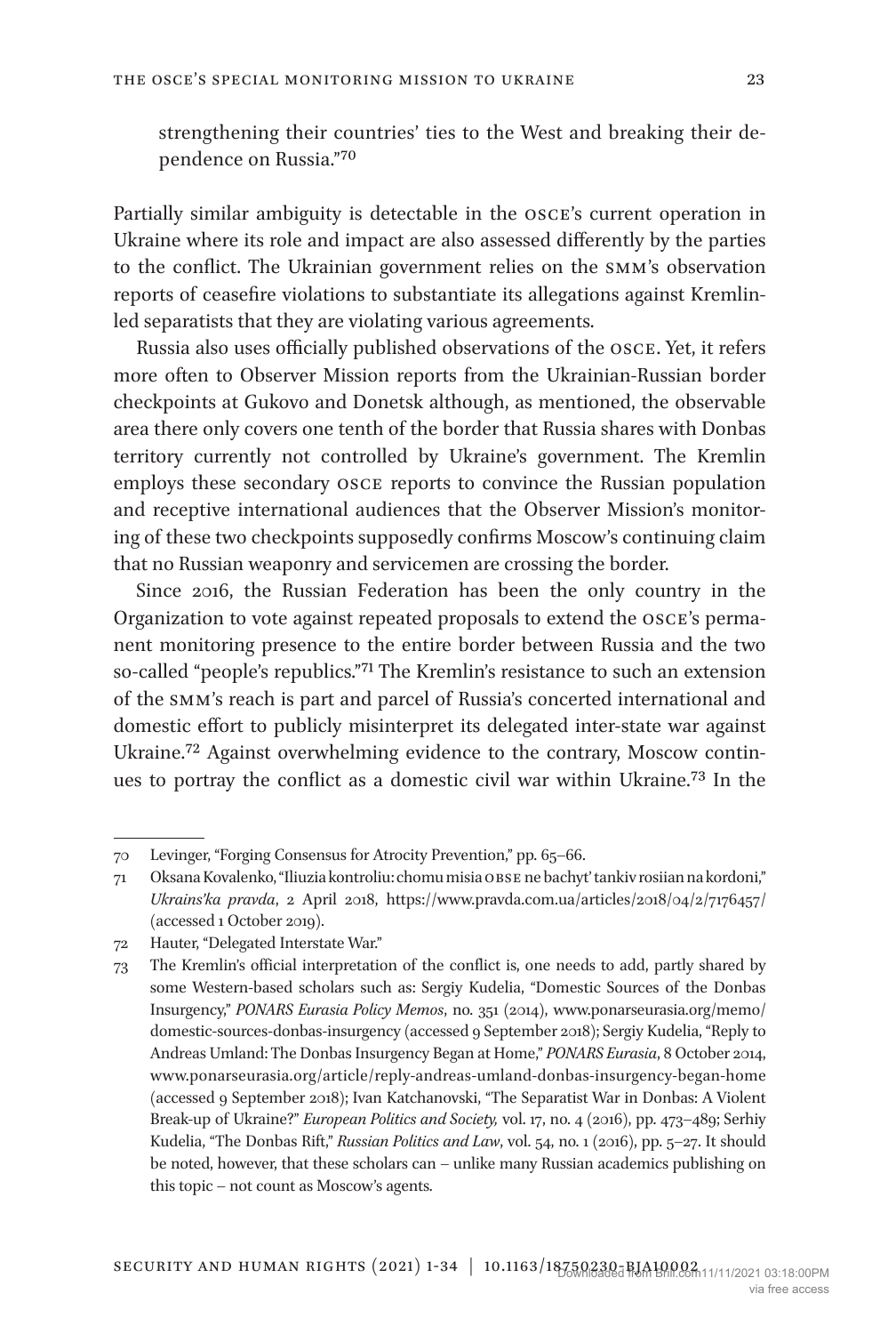strengthening their countries' ties to the West and breaking their dependence on Russia."[70]

Partially similar ambiguity is detectable in the OSCE's current operation in Ukraine where its role and impact are also assessed differently by the parties to the conflict. The Ukrainian government relies on the SMM's observation reports of ceasefire violations to substantiate its allegations against Kremlin-led separatists that they are violating various agreements.

Russia also uses officially published observations of the OSCE. Yet, it refers more often to Observer Mission reports from the Ukrainian-Russian border checkpoints at Gukovo and Donetsk although, as mentioned, the observable area there only covers one tenth of the border that Russia shares with Donbas territory currently not controlled by Ukraine's government. The Kremlin employs these secondary OSCE reports to convince the Russian population and receptive international audiences that the Observer Mission's monitoring of these two checkpoints supposedly confirms Moscow's continuing claim that no Russian weaponry and servicemen are crossing the border.

Since 2016, the Russian Federation has been the only country in the Organization to vote against repeated proposals to extend the OSCE's permanent monitoring presence to the entire border between Russia and the two so-called "people's republics."[71] The Kremlin's resistance to such an extension of the SMM's reach is part and parcel of Russia's concerted international and domestic effort to publicly misinterpret its delegated inter-state war against Ukraine.[72] Against overwhelming evidence to the contrary, Moscow continues to portray the conflict as a domestic civil war within Ukraine.[73] In the

---

70 Levinger, "Forging Consensus for Atrocity Prevention," pp. 65–66.

71 Oksana Kovalenko, "Iliuzia kontroliu: chomu misia OBSE ne bachyt' tankiv rosiian na kordoni," *Ukrains'ka pravda*, 2 April 2018, https://www.pravda.com.ua/articles/2018/04/2/7176457/ (accessed 1 October 2019).

72 Hauter, "Delegated Interstate War."

73 The Kremlin's official interpretation of the conflict is, one needs to add, partly shared by some Western-based scholars such as: Sergiy Kudelia, "Domestic Sources of the Donbas Insurgency," *PONARS Eurasia Policy Memos*, no. 351 (2014), www.ponarseurasia.org/memo/domestic-sources-donbas-insurgency (accessed 9 September 2018); Sergiy Kudelia, "Reply to Andreas Umland: The Donbas Insurgency Began at Home," *PONARS Eurasia*, 8 October 2014, www.ponarseurasia.org/article/reply-andreas-umland-donbas-insurgency-began-home (accessed 9 September 2018); Ivan Katchanovski, "The Separatist War in Donbas: A Violent Break-up of Ukraine?" *European Politics and Society,* vol. 17, no. 4 (2016), pp. 473–489; Serhiy Kudelia, "The Donbas Rift," *Russian Politics and Law*, vol. 54, no. 1 (2016), pp. 5–27. It should be noted, however, that these scholars can – unlike many Russian academics publishing on this topic – not count as Moscow's agents.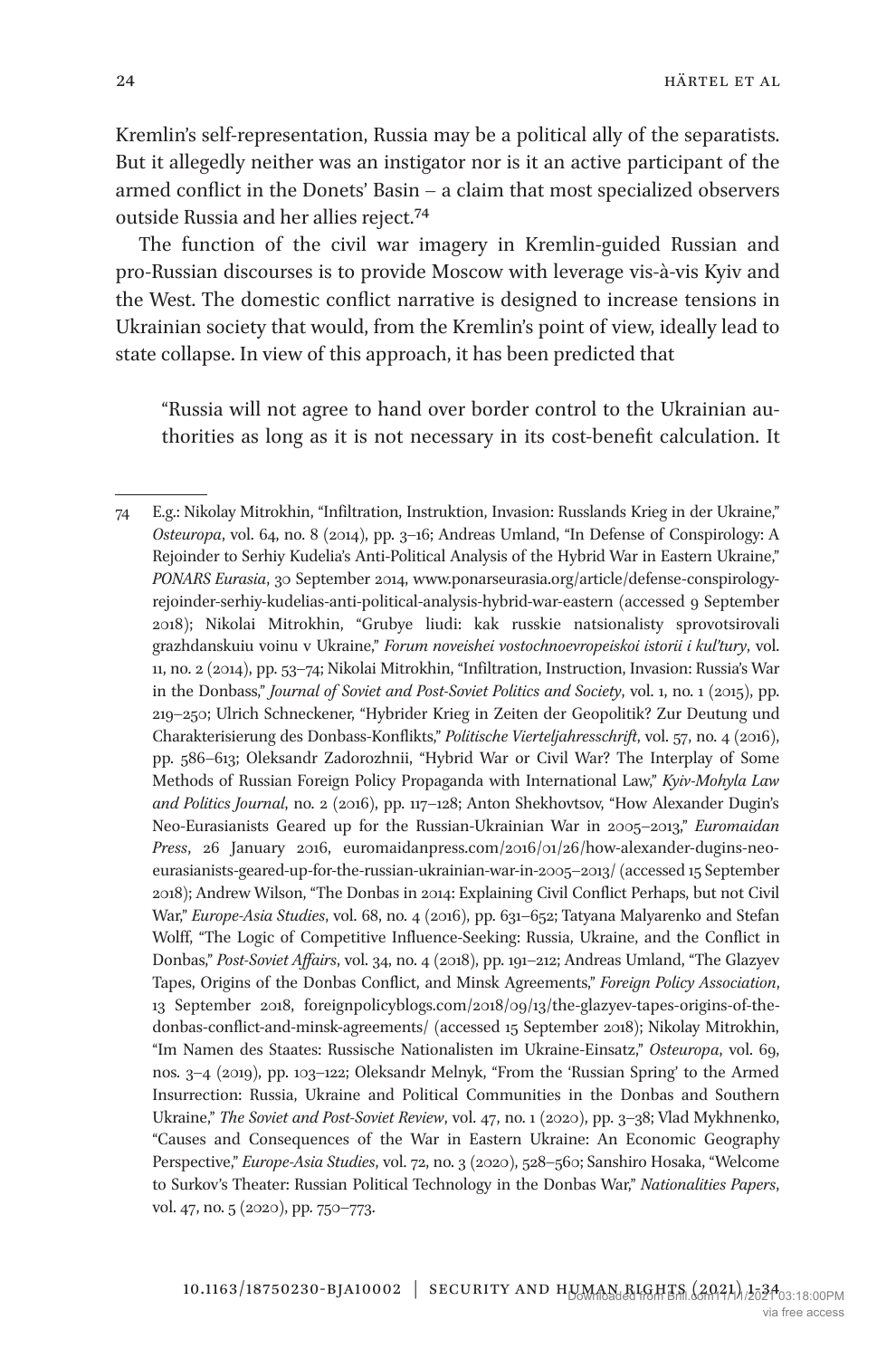Kremlin's self-representation, Russia may be a political ally of the separatists. But it allegedly neither was an instigator nor is it an active participant of the armed conflict in the Donets' Basin – a claim that most specialized observers outside Russia and her allies reject.[74]

The function of the civil war imagery in Kremlin-guided Russian and pro-Russian discourses is to provide Moscow with leverage vis-à-vis Kyiv and the West. The domestic conflict narrative is designed to increase tensions in Ukrainian society that would, from the Kremlin's point of view, ideally lead to state collapse. In view of this approach, it has been predicted that

> "Russia will not agree to hand over border control to the Ukrainian authorities as long as it is not necessary in its cost-benefit calculation. It

---

74 E.g.: Nikolay Mitrokhin, "Infiltration, Instruktion, Invasion: Russlands Krieg in der Ukraine," *Osteuropa*, vol. 64, no. 8 (2014), pp. 3–16; Andreas Umland, "In Defense of Conspirology: A Rejoinder to Serhiy Kudelia's Anti-Political Analysis of the Hybrid War in Eastern Ukraine," *PONARS Eurasia*, 30 September 2014, www.ponarseurasia.org/article/defense-conspirology-rejoinder-serhiy-kudelias-anti-political-analysis-hybrid-war-eastern (accessed 9 September 2018); Nikolai Mitrokhin, "Grubye liudi: kak russkie natsionalisty sprovotsirovali grazhdanskuiu voinu v Ukraine," *Forum noveishei vostochnoevropeiskoi istorii i kul'tury*, vol. 11, no. 2 (2014), pp. 53–74; Nikolai Mitrokhin, "Infiltration, Instruction, Invasion: Russia's War in the Donbass," *Journal of Soviet and Post-Soviet Politics and Society*, vol. 1, no. 1 (2015), pp. 219–250; Ulrich Schneckener, "Hybrider Krieg in Zeiten der Geopolitik? Zur Deutung und Charakterisierung des Donbass-Konflikts," *Politische Vierteljahresschrift*, vol. 57, no. 4 (2016), pp. 586–613; Oleksandr Zadorozhnii, "Hybrid War or Civil War? The Interplay of Some Methods of Russian Foreign Policy Propaganda with International Law," *Kyiv-Mohyla Law and Politics Journal*, no. 2 (2016), pp. 117–128; Anton Shekhovtsov, "How Alexander Dugin's Neo-Eurasianists Geared up for the Russian-Ukrainian War in 2005–2013," *Euromaidan Press*, 26 January 2016, euromaidanpress.com/2016/01/26/how-alexander-dugins-neo-eurasianists-geared-up-for-the-russian-ukrainian-war-in-2005–2013/ (accessed 15 September 2018); Andrew Wilson, "The Donbas in 2014: Explaining Civil Conflict Perhaps, but not Civil War," *Europe-Asia Studies*, vol. 68, no. 4 (2016), pp. 631–652; Tatyana Malyarenko and Stefan Wolff, "The Logic of Competitive Influence-Seeking: Russia, Ukraine, and the Conflict in Donbas," *Post-Soviet Affairs*, vol. 34, no. 4 (2018), pp. 191–212; Andreas Umland, "The Glazyev Tapes, Origins of the Donbas Conflict, and Minsk Agreements," *Foreign Policy Association*, 13 September 2018, foreignpolicyblogs.com/2018/09/13/the-glazyev-tapes-origins-of-the-donbas-conflict-and-minsk-agreements/ (accessed 15 September 2018); Nikolay Mitrokhin, "Im Namen des Staates: Russische Nationalisten im Ukraine-Einsatz," *Osteuropa*, vol. 69, nos. 3–4 (2019), pp. 103–122; Oleksandr Melnyk, "From the 'Russian Spring' to the Armed Insurrection: Russia, Ukraine and Political Communities in the Donbas and Southern Ukraine," *The Soviet and Post-Soviet Review*, vol. 47, no. 1 (2020), pp. 3–38; Vlad Mykhnenko, "Causes and Consequences of the War in Eastern Ukraine: An Economic Geography Perspective," *Europe-Asia Studies*, vol. 72, no. 3 (2020), 528–560; Sanshiro Hosaka, "Welcome to Surkov's Theater: Russian Political Technology in the Donbas War," *Nationalities Papers*, vol. 47, no. 5 (2020), pp. 750–773.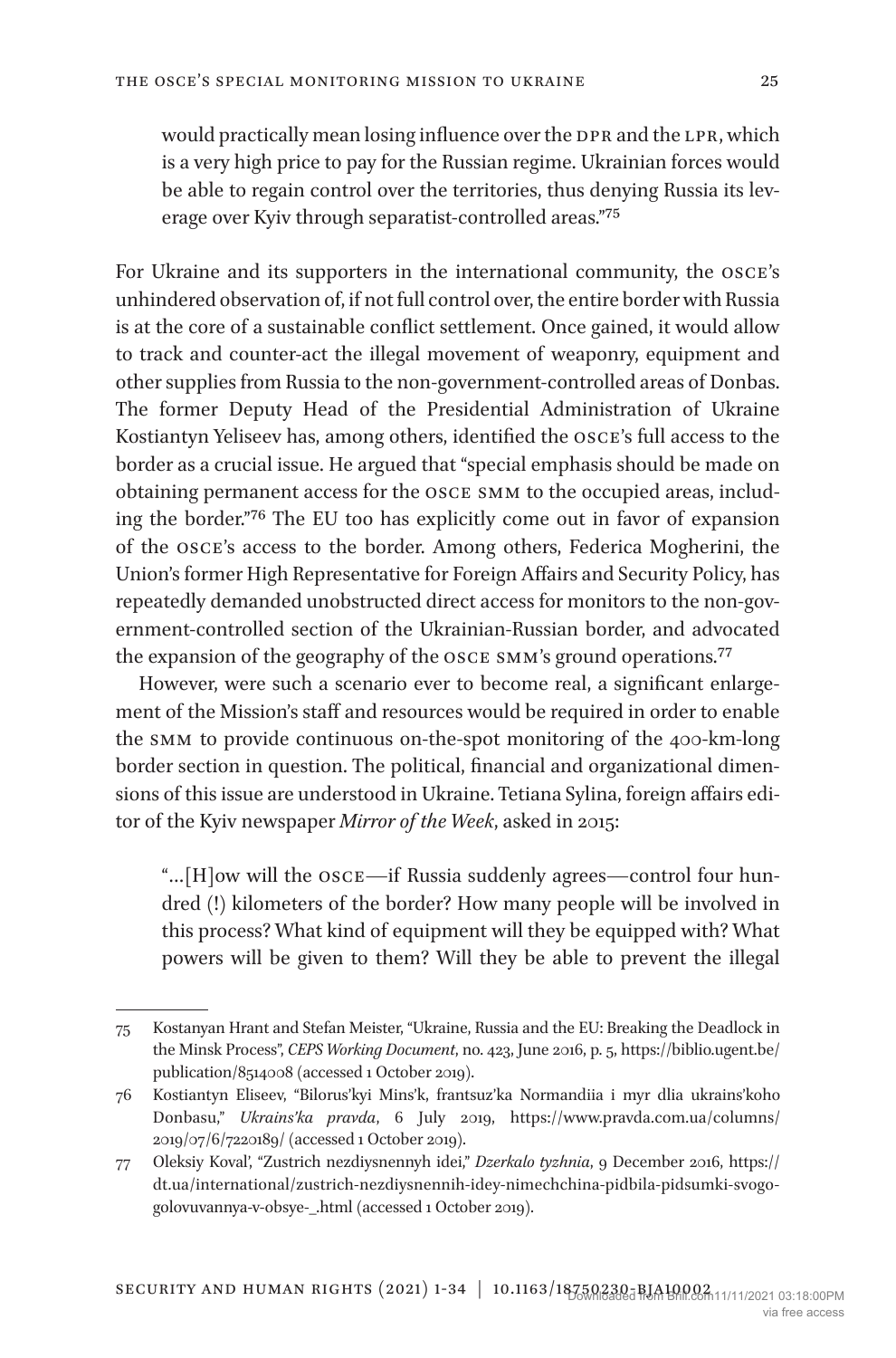would practically mean losing influence over the DPR and the LPR, which is a very high price to pay for the Russian regime. Ukrainian forces would be able to regain control over the territories, thus denying Russia its leverage over Kyiv through separatist-controlled areas."[75]

For Ukraine and its supporters in the international community, the OSCE's unhindered observation of, if not full control over, the entire border with Russia is at the core of a sustainable conflict settlement. Once gained, it would allow to track and counter-act the illegal movement of weaponry, equipment and other supplies from Russia to the non-government-controlled areas of Donbas. The former Deputy Head of the Presidential Administration of Ukraine Kostiantyn Yeliseev has, among others, identified the OSCE's full access to the border as a crucial issue. He argued that "special emphasis should be made on obtaining permanent access for the OSCE SMM to the occupied areas, including the border."[76] The EU too has explicitly come out in favor of expansion of the OSCE's access to the border. Among others, Federica Mogherini, the Union's former High Representative for Foreign Affairs and Security Policy, has repeatedly demanded unobstructed direct access for monitors to the non-government-controlled section of the Ukrainian-Russian border, and advocated the expansion of the geography of the OSCE SMM's ground operations.[77]

However, were such a scenario ever to become real, a significant enlargement of the Mission's staff and resources would be required in order to enable the SMM to provide continuous on-the-spot monitoring of the 400-km-long border section in question. The political, financial and organizational dimensions of this issue are understood in Ukraine. Tetiana Sylina, foreign affairs editor of the Kyiv newspaper *Mirror of the Week*, asked in 2015:

> "…[H]ow will the OSCE—if Russia suddenly agrees—control four hundred (!) kilometers of the border? How many people will be involved in this process? What kind of equipment will they be equipped with? What powers will be given to them? Will they be able to prevent the illegal

---

75 Kostanyan Hrant and Stefan Meister, "Ukraine, Russia and the EU: Breaking the Deadlock in the Minsk Process", *CEPS Working Document*, no. 423, June 2016, p. 5, https://biblio.ugent.be/publication/8514008 (accessed 1 October 2019).

76 Kostiantyn Eliseev, "Bilorus'kyi Mins'k, frantsuz'ka Normandiia i myr dlia ukrains'koho Donbasu," *Ukrains'ka pravda*, 6 July 2019, https://www.pravda.com.ua/columns/2019/07/6/7220189/ (accessed 1 October 2019).

77 Oleksiy Koval', "Zustrich nezdiysnennyh idei," *Dzerkalo tyzhnia*, 9 December 2016, https://dt.ua/international/zustrich-nezdiysnennih-idey-nimechchina-pidbila-pidsumki-svogo-golovuvannya-v-obsye-_.html (accessed 1 October 2019).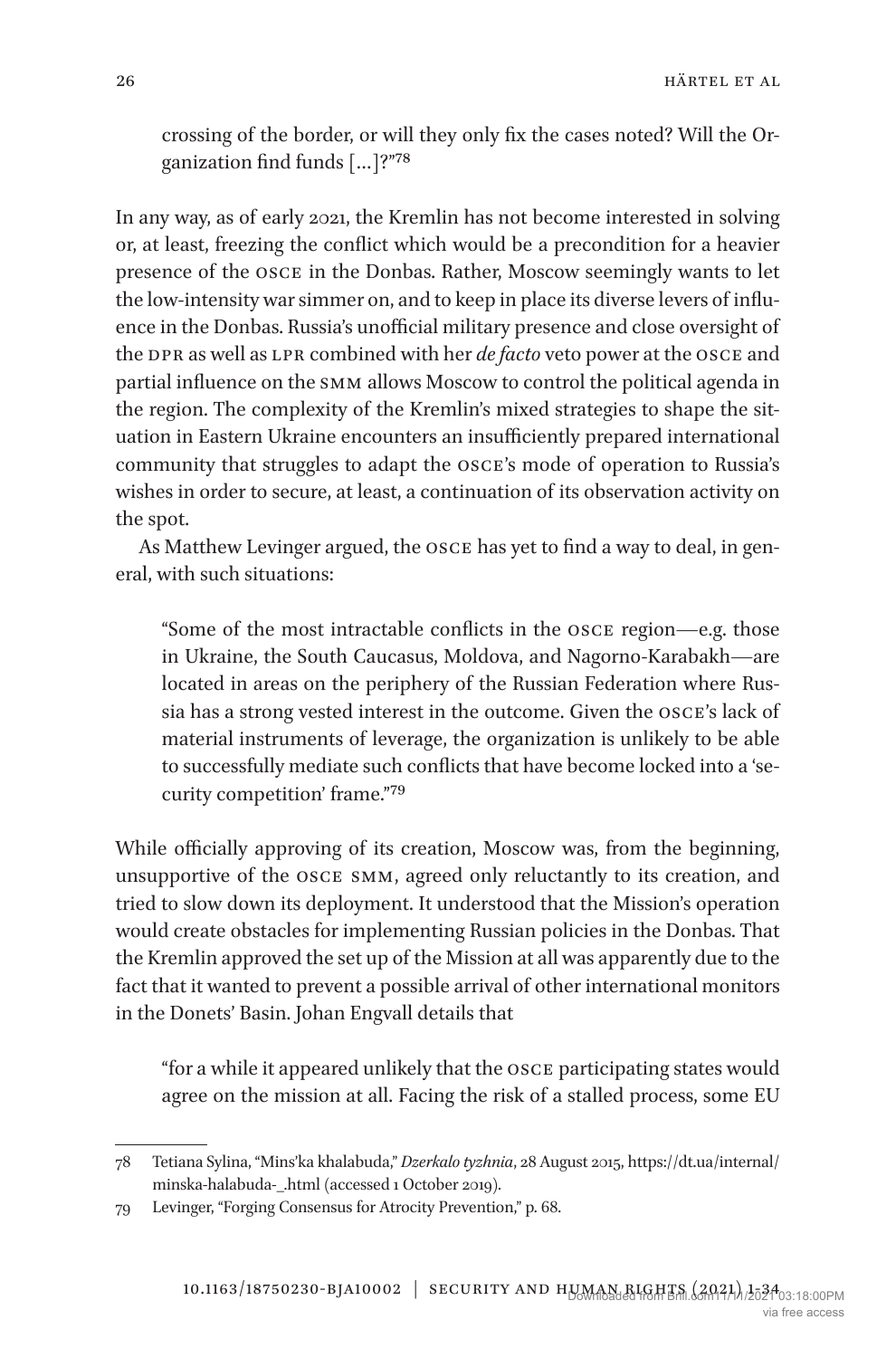crossing of the border, or will they only fix the cases noted? Will the Organization find funds […]?"[78]

In any way, as of early 2021, the Kremlin has not become interested in solving or, at least, freezing the conflict which would be a precondition for a heavier presence of the OSCE in the Donbas. Rather, Moscow seemingly wants to let the low-intensity war simmer on, and to keep in place its diverse levers of influence in the Donbas. Russia's unofficial military presence and close oversight of the DPR as well as LPR combined with her *de facto* veto power at the OSCE and partial influence on the SMM allows Moscow to control the political agenda in the region. The complexity of the Kremlin's mixed strategies to shape the situation in Eastern Ukraine encounters an insufficiently prepared international community that struggles to adapt the OSCE's mode of operation to Russia's wishes in order to secure, at least, a continuation of its observation activity on the spot.

As Matthew Levinger argued, the OSCE has yet to find a way to deal, in general, with such situations:

> "Some of the most intractable conflicts in the OSCE region—e.g. those in Ukraine, the South Caucasus, Moldova, and Nagorno-Karabakh—are located in areas on the periphery of the Russian Federation where Russia has a strong vested interest in the outcome. Given the OSCE's lack of material instruments of leverage, the organization is unlikely to be able to successfully mediate such conflicts that have become locked into a 'security competition' frame."[79]

While officially approving of its creation, Moscow was, from the beginning, unsupportive of the OSCE SMM, agreed only reluctantly to its creation, and tried to slow down its deployment. It understood that the Mission's operation would create obstacles for implementing Russian policies in the Donbas. That the Kremlin approved the set up of the Mission at all was apparently due to the fact that it wanted to prevent a possible arrival of other international monitors in the Donets' Basin. Johan Engvall details that

> "for a while it appeared unlikely that the OSCE participating states would agree on the mission at all. Facing the risk of a stalled process, some EU

---

78 Tetiana Sylina, "Mins'ka khalabuda," *Dzerkalo tyzhnia*, 28 August 2015, https://dt.ua/internal/minska-halabuda-_.html (accessed 1 October 2019).

79 Levinger, "Forging Consensus for Atrocity Prevention," p. 68.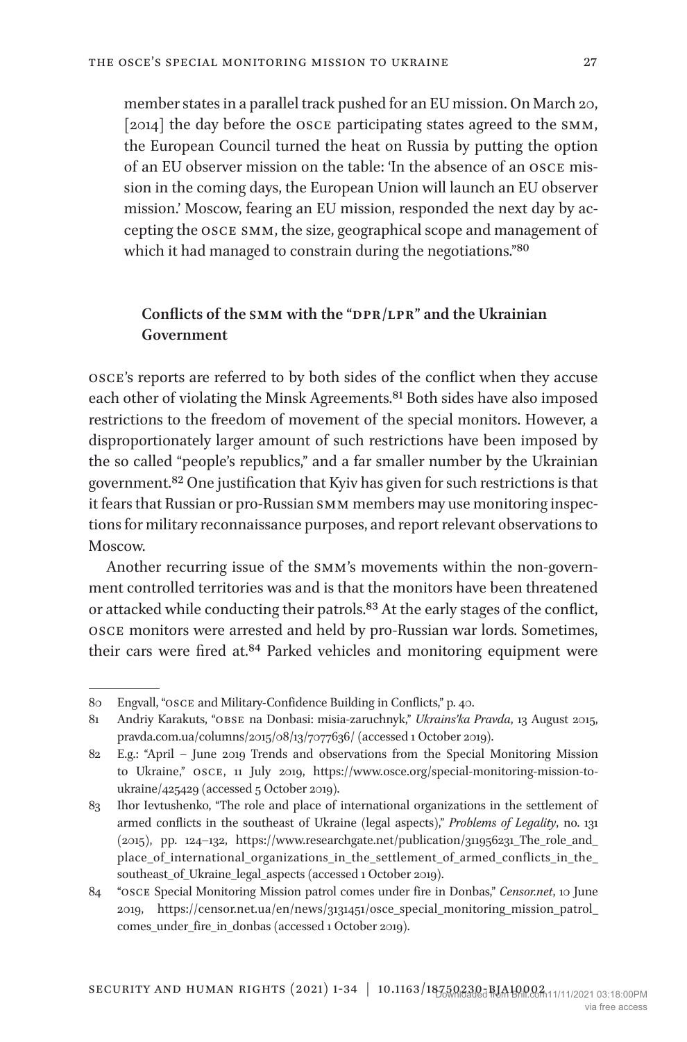member states in a parallel track pushed for an EU mission. On March 20, [2014] the day before the OSCE participating states agreed to the SMM, the European Council turned the heat on Russia by putting the option of an EU observer mission on the table: 'In the absence of an OSCE mission in the coming days, the European Union will launch an EU observer mission.' Moscow, fearing an EU mission, responded the next day by accepting the OSCE SMM, the size, geographical scope and management of which it had managed to constrain during the negotiations."[80]

### Conflicts of the SMM with the "DPR/LPR" and the Ukrainian Government

OSCE's reports are referred to by both sides of the conflict when they accuse each other of violating the Minsk Agreements.[81] Both sides have also imposed restrictions to the freedom of movement of the special monitors. However, a disproportionately larger amount of such restrictions have been imposed by the so called "people's republics," and a far smaller number by the Ukrainian government.[82] One justification that Kyiv has given for such restrictions is that it fears that Russian or pro-Russian SMM members may use monitoring inspections for military reconnaissance purposes, and report relevant observations to Moscow.

Another recurring issue of the SMM's movements within the non-government controlled territories was and is that the monitors have been threatened or attacked while conducting their patrols.[83] At the early stages of the conflict, OSCE monitors were arrested and held by pro-Russian war lords. Sometimes, their cars were fired at.[84] Parked vehicles and monitoring equipment were

---

80 Engvall, "OSCE and Military-Confidence Building in Conflicts," p. 40.

81 Andriy Karakuts, "OBSE na Donbasi: misia-zaruchnyk," *Ukrains'ka Pravda*, 13 August 2015, pravda.com.ua/columns/2015/08/13/7077636/ (accessed 1 October 2019).

82 E.g.: "April – June 2019 Trends and observations from the Special Monitoring Mission to Ukraine," OSCE, 11 July 2019, https://www.osce.org/special-monitoring-mission-to-ukraine/425429 (accessed 5 October 2019).

83 Ihor Ievtushenko, "The role and place of international organizations in the settlement of armed conflicts in the southeast of Ukraine (legal aspects)," *Problems of Legality*, no. 131 (2015), pp. 124–132, https://www.researchgate.net/publication/311956231_The_role_and_place_of_international_organizations_in_the_settlement_of_armed_conflicts_in_the_southeast_of_Ukraine_legal_aspects (accessed 1 October 2019).

84 "OSCE Special Monitoring Mission patrol comes under fire in Donbas," *Censor.net*, 10 June 2019, https://censor.net.ua/en/news/3131451/osce_special_monitoring_mission_patrol_comes_under_fire_in_donbas (accessed 1 October 2019).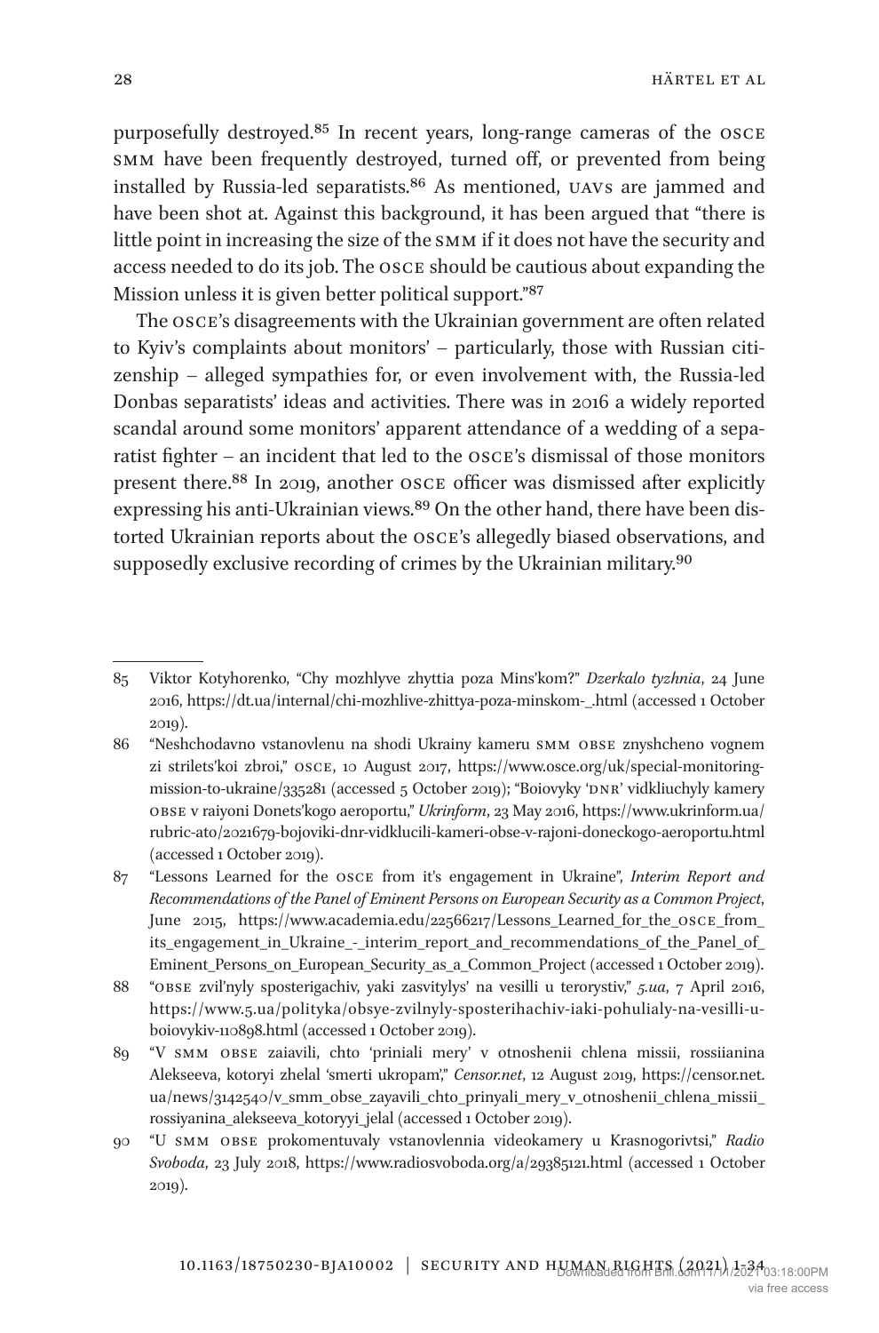purposefully destroyed.[85] In recent years, long-range cameras of the OSCE SMM have been frequently destroyed, turned off, or prevented from being installed by Russia-led separatists.[86] As mentioned, UAVs are jammed and have been shot at. Against this background, it has been argued that "there is little point in increasing the size of the SMM if it does not have the security and access needed to do its job. The OSCE should be cautious about expanding the Mission unless it is given better political support."[87]

The OSCE's disagreements with the Ukrainian government are often related to Kyiv's complaints about monitors' – particularly, those with Russian citizenship – alleged sympathies for, or even involvement with, the Russia-led Donbas separatists' ideas and activities. There was in 2016 a widely reported scandal around some monitors' apparent attendance of a wedding of a separatist fighter – an incident that led to the OSCE's dismissal of those monitors present there.[88] In 2019, another OSCE officer was dismissed after explicitly expressing his anti-Ukrainian views.[89] On the other hand, there have been distorted Ukrainian reports about the OSCE's allegedly biased observations, and supposedly exclusive recording of crimes by the Ukrainian military.[90]

---

85 Viktor Kotyhorenko, "Chy mozhlyve zhyttia poza Mins'kom?" *Dzerkalo tyzhnia*, 24 June 2016, https://dt.ua/internal/chi-mozhlive-zhittya-poza-minskom-_.html (accessed 1 October 2019).

86 "Neshchodavno vstanovlenu na shodi Ukrainy kameru SMM OBSE znyshcheno vognem zi strilets'koi zbroi," OSCE, 10 August 2017, https://www.osce.org/uk/special-monitoring-mission-to-ukraine/335281 (accessed 5 October 2019); "Boiovyky 'DNR' vidkliuchyly kamery OBSE v raiyoni Donets'kogo aeroportu," *Ukrinform*, 23 May 2016, https://www.ukrinform.ua/rubric-ato/2021679-bojoviki-dnr-vidklucili-kameri-obse-v-rajoni-doneckogo-aeroportu.html (accessed 1 October 2019).

87 "Lessons Learned for the OSCE from it's engagement in Ukraine", *Interim Report and Recommendations of the Panel of Eminent Persons on European Security as a Common Project*, June 2015, https://www.academia.edu/22566217/Lessons_Learned_for_the_OSCE_from_its_engagement_in_Ukraine_-_interim_report_and_recommendations_of_the_Panel_of_Eminent_Persons_on_European_Security_as_a_Common_Project (accessed 1 October 2019).

88 "OBSE zvil'nyly sposterigachiv, yaki zasvitylys' na vesilli u terorystiv," *5.ua*, 7 April 2016, https://www.5.ua/polityka/obsye-zvilnyly-sposterihachiv-iaki-pohulialy-na-vesilli-u-boiovykiv-110898.html (accessed 1 October 2019).

89 "V SMM OBSE zaiavili, chto 'priniali mery' v otnoshenii chlena missii, rossiianina Alekseeva, kotoryi zhelal 'smerti ukropam'," *Censor.net*, 12 August 2019, https://censor.net.ua/news/3142540/v_smm_obse_zayavili_chto_prinyali_mery_v_otnoshenii_chlena_missii_rossiyanina_alekseeva_kotoryyi_jelal (accessed 1 October 2019).

90 "U SMM OBSE prokomentuvaly vstanovlennia videokamery u Krasnogorivtsi," *Radio Svoboda*, 23 July 2018, https://www.radiosvoboda.org/a/29385121.html (accessed 1 October 2019).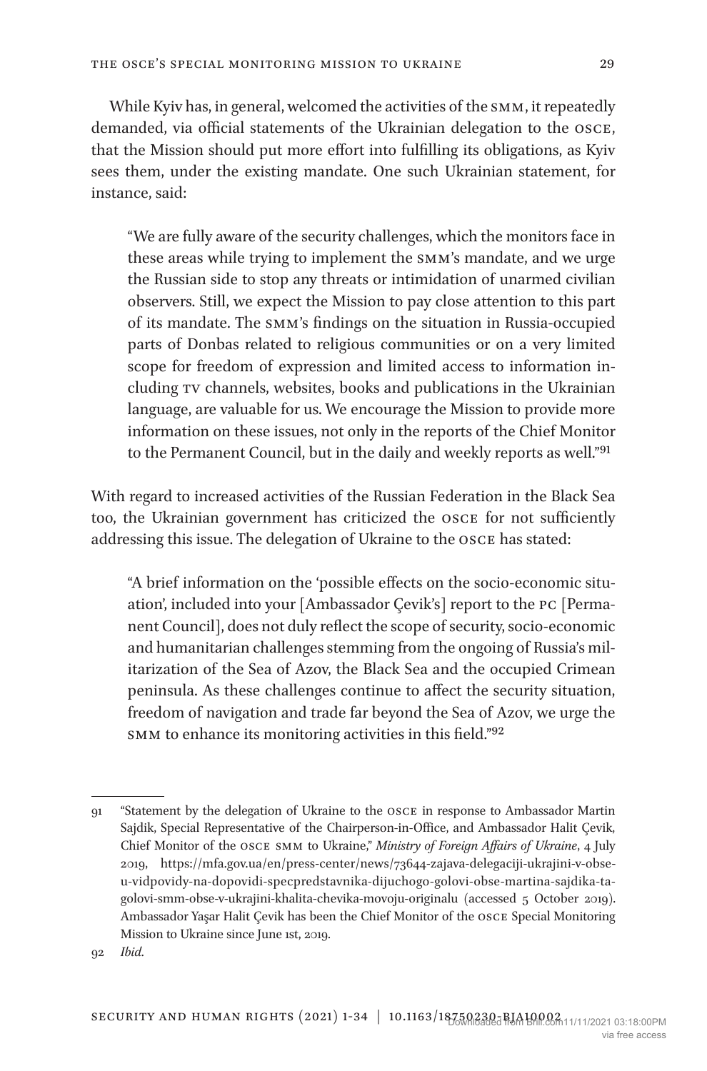While Kyiv has, in general, welcomed the activities of the SMM, it repeatedly demanded, via official statements of the Ukrainian delegation to the OSCE, that the Mission should put more effort into fulfilling its obligations, as Kyiv sees them, under the existing mandate. One such Ukrainian statement, for instance, said:

> "We are fully aware of the security challenges, which the monitors face in these areas while trying to implement the SMM's mandate, and we urge the Russian side to stop any threats or intimidation of unarmed civilian observers. Still, we expect the Mission to pay close attention to this part of its mandate. The SMM's findings on the situation in Russia-occupied parts of Donbas related to religious communities or on a very limited scope for freedom of expression and limited access to information including TV channels, websites, books and publications in the Ukrainian language, are valuable for us. We encourage the Mission to provide more information on these issues, not only in the reports of the Chief Monitor to the Permanent Council, but in the daily and weekly reports as well."[91]

With regard to increased activities of the Russian Federation in the Black Sea too, the Ukrainian government has criticized the OSCE for not sufficiently addressing this issue. The delegation of Ukraine to the OSCE has stated:

> "A brief information on the 'possible effects on the socio-economic situation', included into your [Ambassador Çevik's] report to the PC [Permanent Council], does not duly reflect the scope of security, socio-economic and humanitarian challenges stemming from the ongoing of Russia's militarization of the Sea of Azov, the Black Sea and the occupied Crimean peninsula. As these challenges continue to affect the security situation, freedom of navigation and trade far beyond the Sea of Azov, we urge the SMM to enhance its monitoring activities in this field."[92]

---

91 "Statement by the delegation of Ukraine to the OSCE in response to Ambassador Martin Sajdik, Special Representative of the Chairperson-in-Office, and Ambassador Halit Çevik, Chief Monitor of the OSCE SMM to Ukraine," *Ministry of Foreign Affairs of Ukraine*, 4 July 2019, https://mfa.gov.ua/en/press-center/news/73644-zajava-delegaciji-ukrajini-v-obse-u-vidpovidy-na-dopovidi-specpredstavnika-dijuchogo-golovi-obse-martina-sajdika-ta-golovi-smm-obse-v-ukrajini-khalita-chevika-movoju-originalu (accessed 5 October 2019). Ambassador Yaşar Halit Çevik has been the Chief Monitor of the OSCE Special Monitoring Mission to Ukraine since June 1st, 2019.

92 *Ibid.*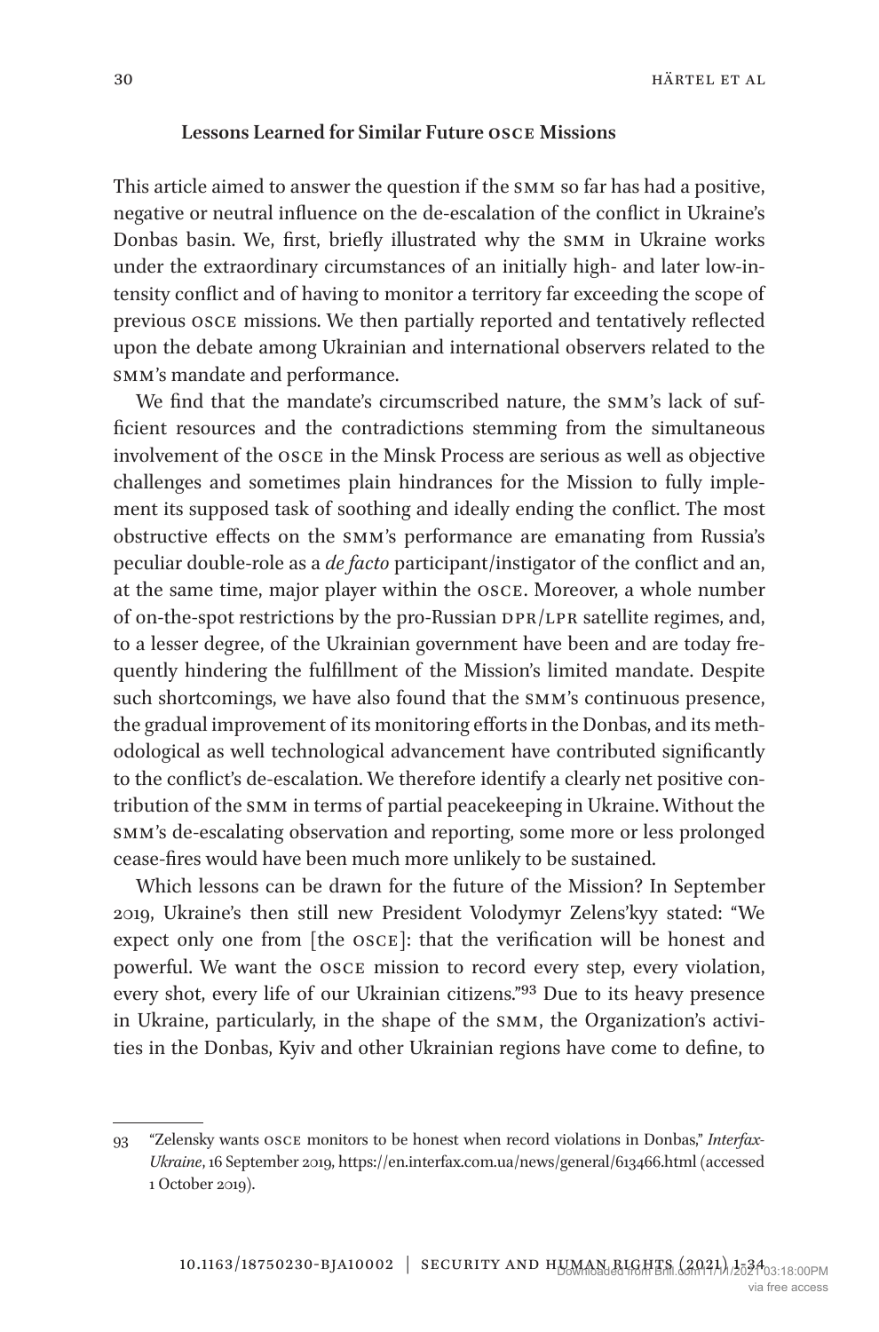### Lessons Learned for Similar Future OSCE Missions

This article aimed to answer the question if the SMM so far has had a positive, negative or neutral influence on the de-escalation of the conflict in Ukraine's Donbas basin. We, first, briefly illustrated why the SMM in Ukraine works under the extraordinary circumstances of an initially high- and later low-intensity conflict and of having to monitor a territory far exceeding the scope of previous OSCE missions. We then partially reported and tentatively reflected upon the debate among Ukrainian and international observers related to the SMM's mandate and performance.

We find that the mandate's circumscribed nature, the SMM's lack of sufficient resources and the contradictions stemming from the simultaneous involvement of the OSCE in the Minsk Process are serious as well as objective challenges and sometimes plain hindrances for the Mission to fully implement its supposed task of soothing and ideally ending the conflict. The most obstructive effects on the SMM's performance are emanating from Russia's peculiar double-role as a *de facto* participant/instigator of the conflict and an, at the same time, major player within the OSCE. Moreover, a whole number of on-the-spot restrictions by the pro-Russian DPR/LPR satellite regimes, and, to a lesser degree, of the Ukrainian government have been and are today frequently hindering the fulfillment of the Mission's limited mandate. Despite such shortcomings, we have also found that the SMM's continuous presence, the gradual improvement of its monitoring efforts in the Donbas, and its methodological as well technological advancement have contributed significantly to the conflict's de-escalation. We therefore identify a clearly net positive contribution of the SMM in terms of partial peacekeeping in Ukraine. Without the SMM's de-escalating observation and reporting, some more or less prolonged cease-fires would have been much more unlikely to be sustained.

Which lessons can be drawn for the future of the Mission? In September 2019, Ukraine's then still new President Volodymyr Zelens'kyy stated: "We expect only one from [the OSCE]: that the verification will be honest and powerful. We want the OSCE mission to record every step, every violation, every shot, every life of our Ukrainian citizens."[93] Due to its heavy presence in Ukraine, particularly, in the shape of the SMM, the Organization's activities in the Donbas, Kyiv and other Ukrainian regions have come to define, to

---

93 "Zelensky wants OSCE monitors to be honest when record violations in Donbas," *Interfax-Ukraine*, 16 September 2019, https://en.interfax.com.ua/news/general/613466.html (accessed 1 October 2019).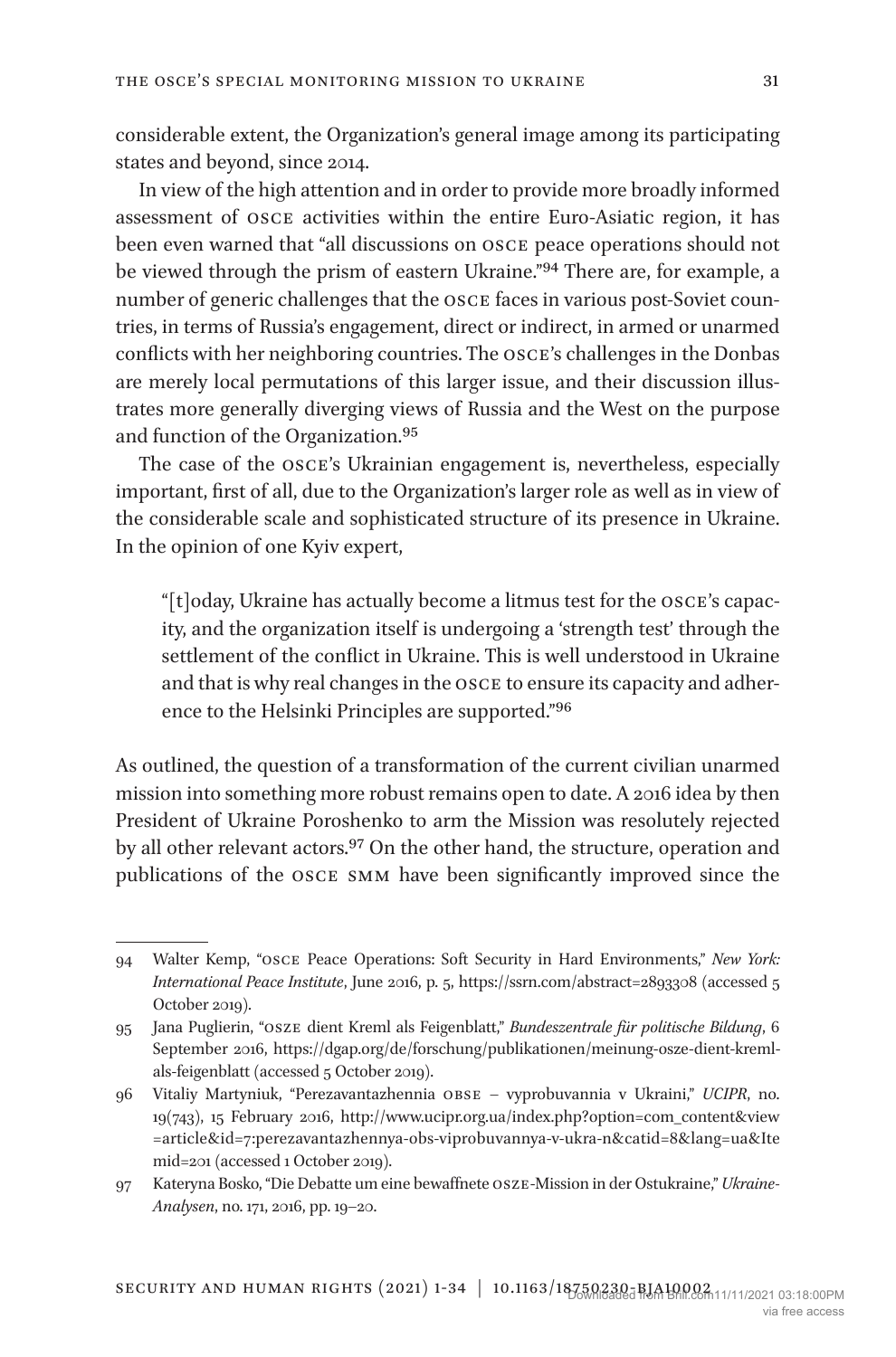considerable extent, the Organization's general image among its participating states and beyond, since 2014.

In view of the high attention and in order to provide more broadly informed assessment of OSCE activities within the entire Euro-Asiatic region, it has been even warned that "all discussions on OSCE peace operations should not be viewed through the prism of eastern Ukraine."[94] There are, for example, a number of generic challenges that the OSCE faces in various post-Soviet countries, in terms of Russia's engagement, direct or indirect, in armed or unarmed conflicts with her neighboring countries. The OSCE's challenges in the Donbas are merely local permutations of this larger issue, and their discussion illustrates more generally diverging views of Russia and the West on the purpose and function of the Organization.[95]

The case of the OSCE's Ukrainian engagement is, nevertheless, especially important, first of all, due to the Organization's larger role as well as in view of the considerable scale and sophisticated structure of its presence in Ukraine. In the opinion of one Kyiv expert,

> "[t]oday, Ukraine has actually become a litmus test for the OSCE's capacity, and the organization itself is undergoing a 'strength test' through the settlement of the conflict in Ukraine. This is well understood in Ukraine and that is why real changes in the OSCE to ensure its capacity and adherence to the Helsinki Principles are supported."[96]

As outlined, the question of a transformation of the current civilian unarmed mission into something more robust remains open to date. A 2016 idea by then President of Ukraine Poroshenko to arm the Mission was resolutely rejected by all other relevant actors.[97] On the other hand, the structure, operation and publications of the OSCE SMM have been significantly improved since the

---

94 Walter Kemp, "OSCE Peace Operations: Soft Security in Hard Environments," *New York: International Peace Institute*, June 2016, p. 5, https://ssrn.com/abstract=2893308 (accessed 5 October 2019).

95 Jana Puglierin, "OSZE dient Kreml als Feigenblatt," *Bundeszentrale für politische Bildung*, 6 September 2016, https://dgap.org/de/forschung/publikationen/meinung-osze-dient-kreml-als-feigenblatt (accessed 5 October 2019).

96 Vitaliy Martyniuk, "Perezavantazhennia OBSE – vyprobuvannia v Ukraini," *UCIPR*, no. 19(743), 15 February 2016, http://www.ucipr.org.ua/index.php?option=com_content&view=article&id=7:perezavantazhennya-obs-viprobuvannya-v-ukra-n&catid=8&lang=ua&Itemid=201 (accessed 1 October 2019).

97 Kateryna Bosko, "Die Debatte um eine bewaffnete OSZE-Mission in der Ostukraine," *Ukraine-Analysen*, no. 171, 2016, pp. 19–20.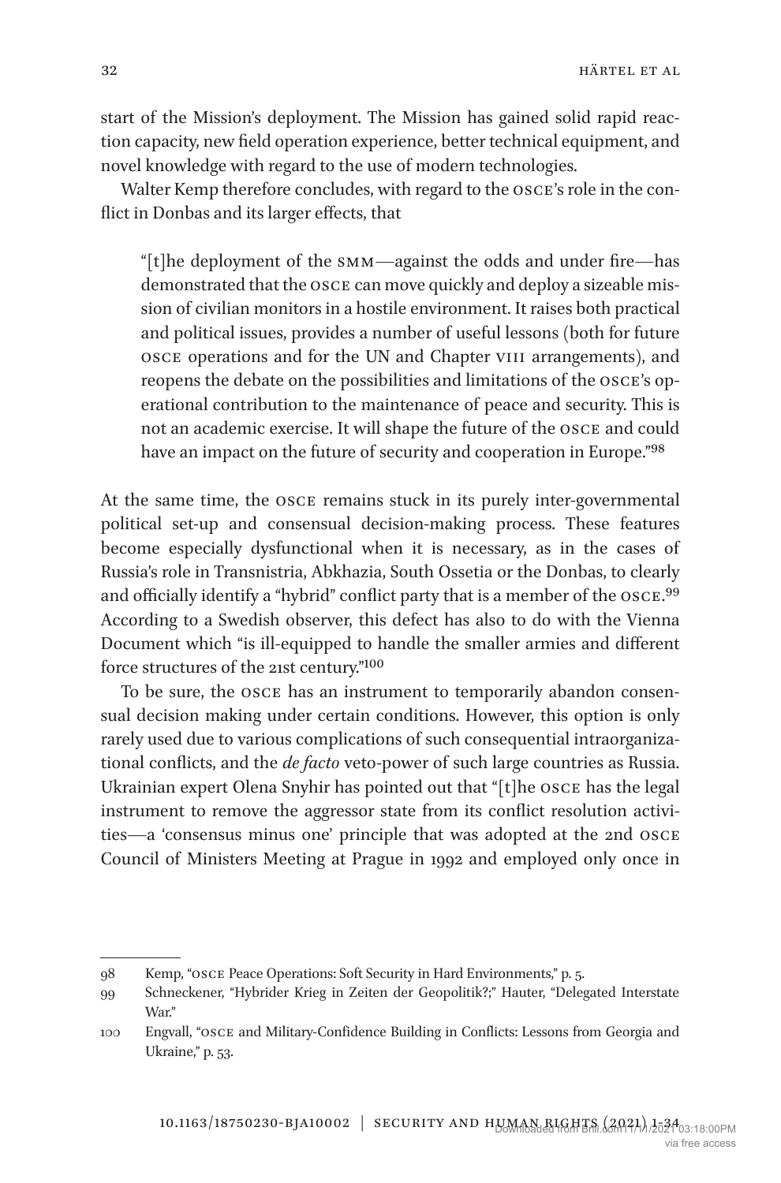start of the Mission's deployment. The Mission has gained solid rapid reaction capacity, new field operation experience, better technical equipment, and novel knowledge with regard to the use of modern technologies.

Walter Kemp therefore concludes, with regard to the OSCE's role in the conflict in Donbas and its larger effects, that

> "[t]he deployment of the SMM—against the odds and under fire—has demonstrated that the OSCE can move quickly and deploy a sizeable mission of civilian monitors in a hostile environment. It raises both practical and political issues, provides a number of useful lessons (both for future OSCE operations and for the UN and Chapter VIII arrangements), and reopens the debate on the possibilities and limitations of the OSCE's operational contribution to the maintenance of peace and security. This is not an academic exercise. It will shape the future of the OSCE and could have an impact on the future of security and cooperation in Europe."[98]

At the same time, the OSCE remains stuck in its purely inter-governmental political set-up and consensual decision-making process. These features become especially dysfunctional when it is necessary, as in the cases of Russia's role in Transnistria, Abkhazia, South Ossetia or the Donbas, to clearly and officially identify a "hybrid" conflict party that is a member of the OSCE.[99] According to a Swedish observer, this defect has also to do with the Vienna Document which "is ill-equipped to handle the smaller armies and different force structures of the 21st century."[100]

To be sure, the OSCE has an instrument to temporarily abandon consensual decision making under certain conditions. However, this option is only rarely used due to various complications of such consequential intraorganizational conflicts, and the *de facto* veto-power of such large countries as Russia. Ukrainian expert Olena Snyhir has pointed out that "[t]he OSCE has the legal instrument to remove the aggressor state from its conflict resolution activities—a 'consensus minus one' principle that was adopted at the 2nd OSCE Council of Ministers Meeting at Prague in 1992 and employed only once in

---

98 Kemp, "OSCE Peace Operations: Soft Security in Hard Environments," p. 5.

99 Schneckener, "Hybrider Krieg in Zeiten der Geopolitik?;" Hauter, "Delegated Interstate War."

100 Engvall, "OSCE and Military-Confidence Building in Conflicts: Lessons from Georgia and Ukraine," p. 53.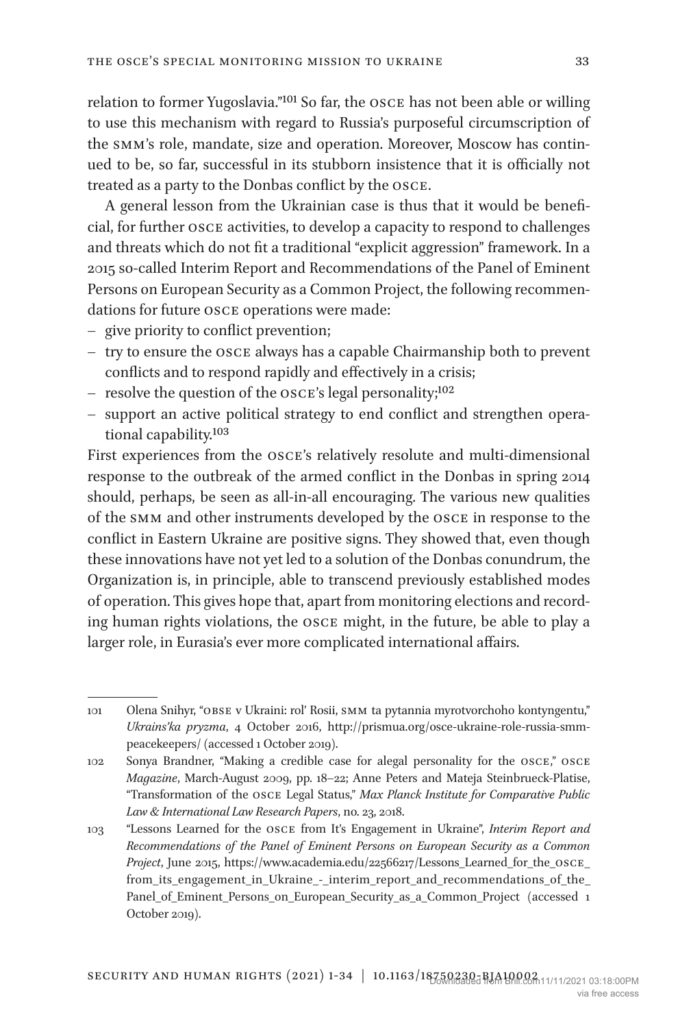relation to former Yugoslavia."[101] So far, the OSCE has not been able or willing to use this mechanism with regard to Russia's purposeful circumscription of the SMM's role, mandate, size and operation. Moreover, Moscow has continued to be, so far, successful in its stubborn insistence that it is officially not treated as a party to the Donbas conflict by the OSCE.

A general lesson from the Ukrainian case is thus that it would be beneficial, for further OSCE activities, to develop a capacity to respond to challenges and threats which do not fit a traditional "explicit aggression" framework. In a 2015 so-called Interim Report and Recommendations of the Panel of Eminent Persons on European Security as a Common Project, the following recommendations for future OSCE operations were made:

- give priority to conflict prevention;
- try to ensure the OSCE always has a capable Chairmanship both to prevent conflicts and to respond rapidly and effectively in a crisis;
- resolve the question of the OSCE's legal personality;[102]
- support an active political strategy to end conflict and strengthen operational capability.[103]

First experiences from the OSCE's relatively resolute and multi-dimensional response to the outbreak of the armed conflict in the Donbas in spring 2014 should, perhaps, be seen as all-in-all encouraging. The various new qualities of the SMM and other instruments developed by the OSCE in response to the conflict in Eastern Ukraine are positive signs. They showed that, even though these innovations have not yet led to a solution of the Donbas conundrum, the Organization is, in principle, able to transcend previously established modes of operation. This gives hope that, apart from monitoring elections and recording human rights violations, the OSCE might, in the future, be able to play a larger role, in Eurasia's ever more complicated international affairs.

---

101 Olena Snihyr, "OBSE v Ukraini: rol' Rosii, SMM ta pytannia myrotvorchoho kontyngentu," *Ukrains'ka pryzma*, 4 October 2016, http://prismua.org/osce-ukraine-role-russia-smm-peacekeepers/ (accessed 1 October 2019).

102 Sonya Brandner, "Making a credible case for alegal personality for the OSCE," *OSCE Magazine*, March-August 2009, pp. 18–22; Anne Peters and Mateja Steinbrueck-Platise, "Transformation of the OSCE Legal Status," *Max Planck Institute for Comparative Public Law & International Law Research Papers*, no. 23, 2018.

103 "Lessons Learned for the OSCE from It's Engagement in Ukraine", *Interim Report and Recommendations of the Panel of Eminent Persons on European Security as a Common Project*, June 2015, https://www.academia.edu/22566217/Lessons_Learned_for_the_OSCE_from_its_engagement_in_Ukraine_-_interim_report_and_recommendations_of_the_Panel_of_Eminent_Persons_on_European_Security_as_a_Common_Project (accessed 1 October 2019).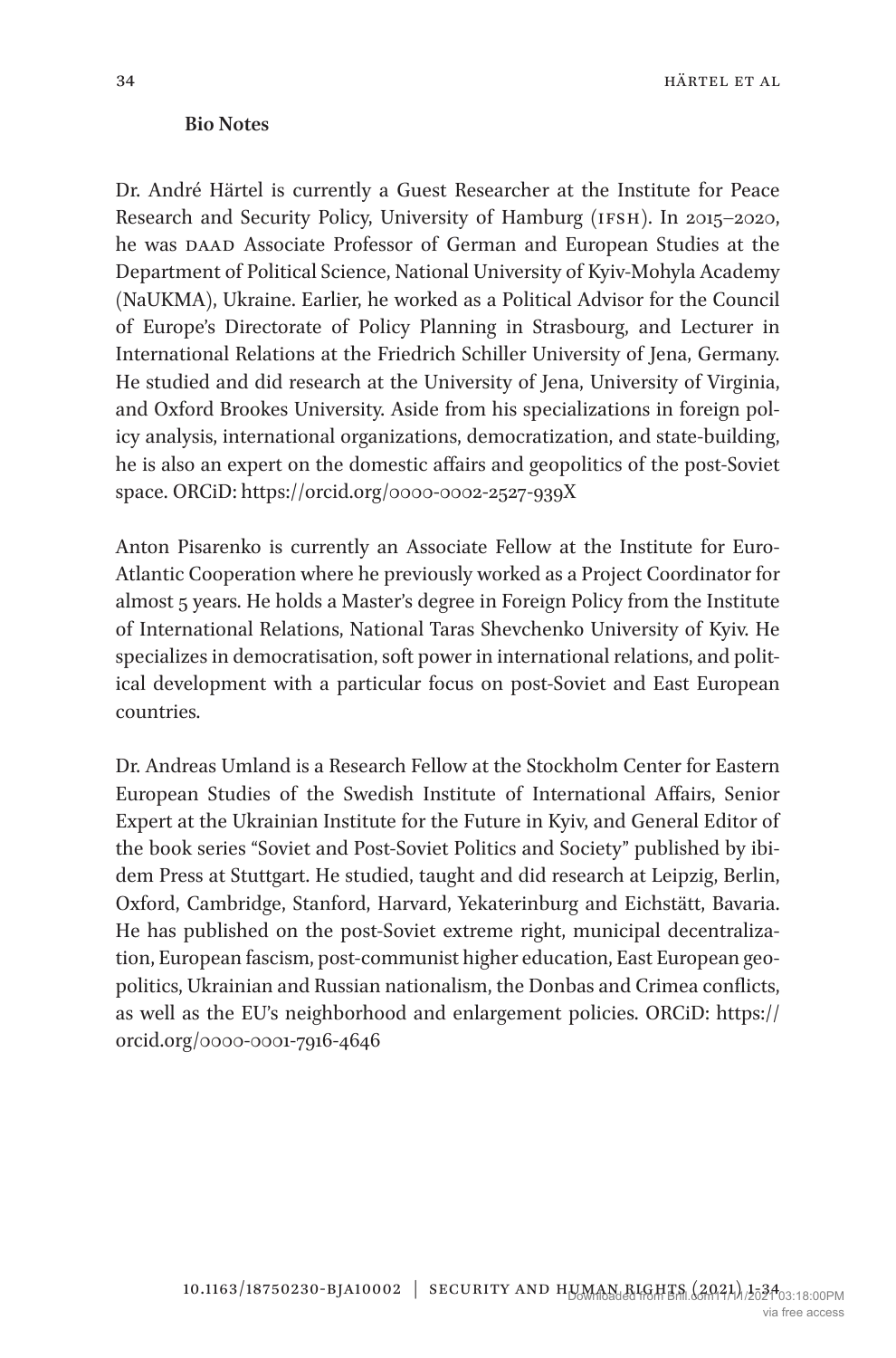**Bio Notes**

Dr. André Härtel is currently a Guest Researcher at the Institute for Peace Research and Security Policy, University of Hamburg (IFSH). In 2015–2020, he was DAAD Associate Professor of German and European Studies at the Department of Political Science, National University of Kyiv-Mohyla Academy (NaUKMA), Ukraine. Earlier, he worked as a Political Advisor for the Council of Europe's Directorate of Policy Planning in Strasbourg, and Lecturer in International Relations at the Friedrich Schiller University of Jena, Germany. He studied and did research at the University of Jena, University of Virginia, and Oxford Brookes University. Aside from his specializations in foreign policy analysis, international organizations, democratization, and state-building, he is also an expert on the domestic affairs and geopolitics of the post-Soviet space. ORCiD: https://orcid.org/0000-0002-2527-939X

Anton Pisarenko is currently an Associate Fellow at the Institute for Euro-Atlantic Cooperation where he previously worked as a Project Coordinator for almost 5 years. He holds a Master's degree in Foreign Policy from the Institute of International Relations, National Taras Shevchenko University of Kyiv. He specializes in democratisation, soft power in international relations, and political development with a particular focus on post-Soviet and East European countries.

Dr. Andreas Umland is a Research Fellow at the Stockholm Center for Eastern European Studies of the Swedish Institute of International Affairs, Senior Expert at the Ukrainian Institute for the Future in Kyiv, and General Editor of the book series "Soviet and Post-Soviet Politics and Society" published by ibidem Press at Stuttgart. He studied, taught and did research at Leipzig, Berlin, Oxford, Cambridge, Stanford, Harvard, Yekaterinburg and Eichstätt, Bavaria. He has published on the post-Soviet extreme right, municipal decentralization, European fascism, post-communist higher education, East European geopolitics, Ukrainian and Russian nationalism, the Donbas and Crimea conflicts, as well as the EU's neighborhood and enlargement policies. ORCiD: https://orcid.org/0000-0001-7916-4646